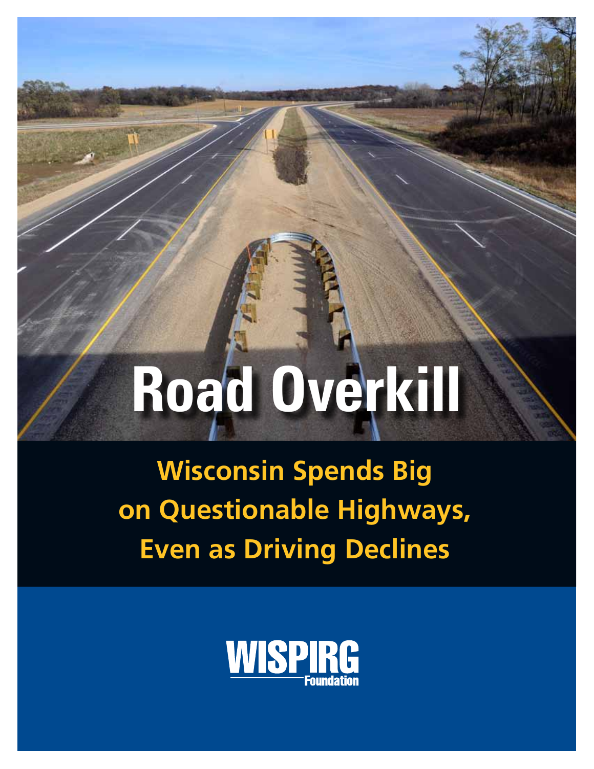# Road Overkill

## Wisconsin Spends Big on Questionable Highways, Even as Driving Declines

WISPIRG Foundation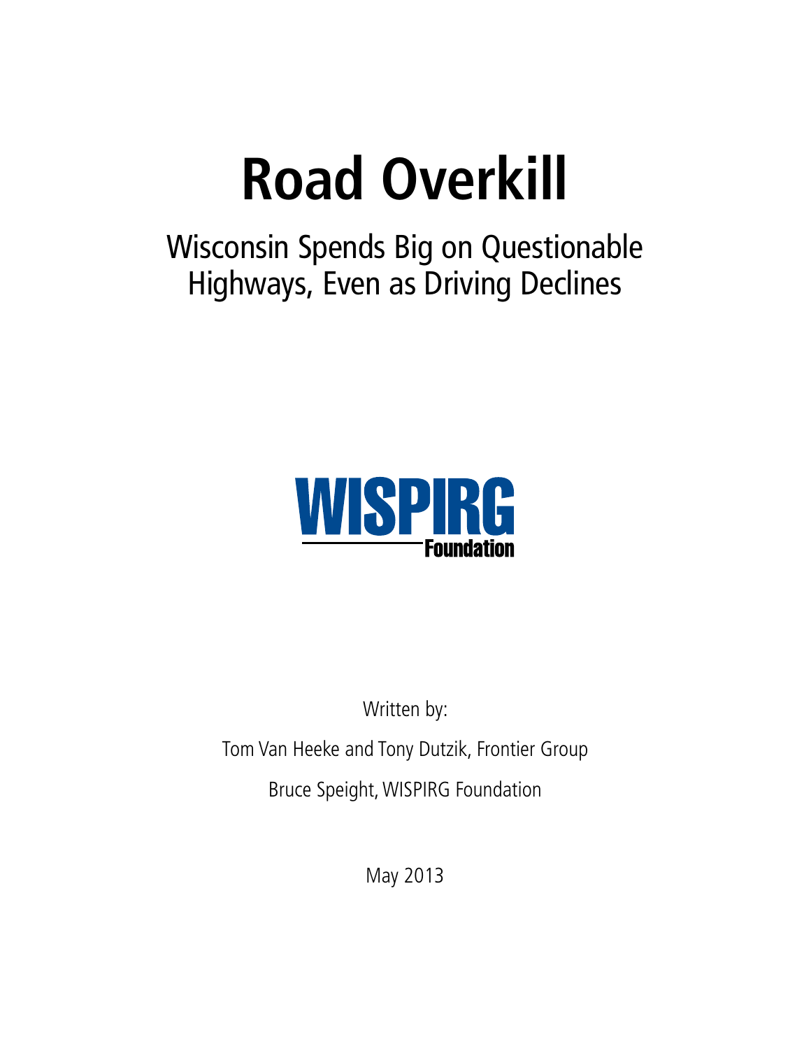# Road Overkill

Wisconsin Spends Big on Questionable Highways, Even as Driving Declines

WISPIRG Foundation

Written by:

Tom Van Heeke and Tony Dutzik, Frontier Group

Bruce Speight, WISPIRG Foundation

May 2013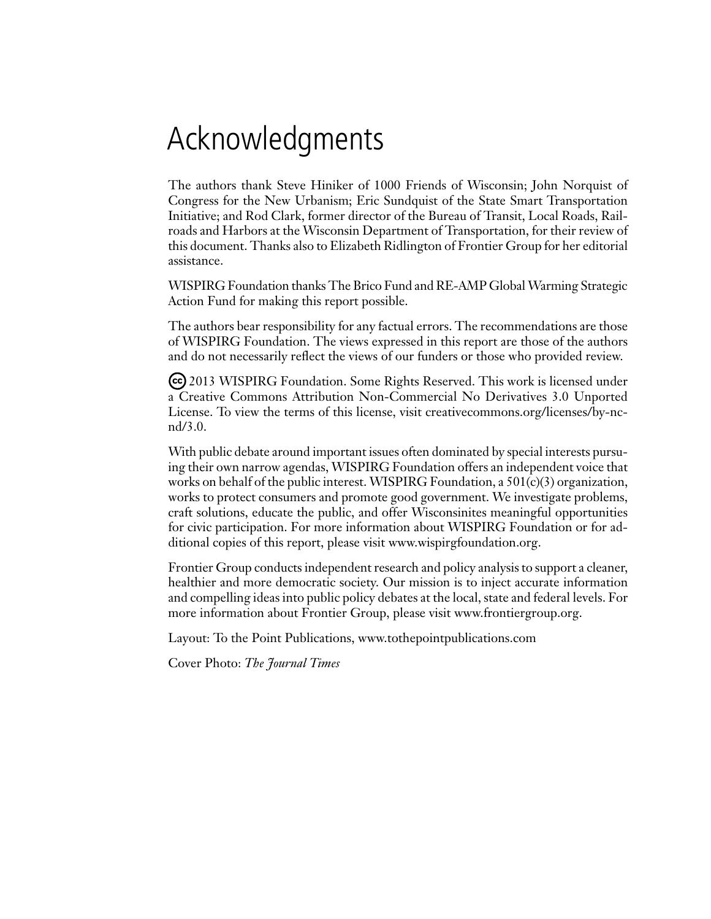# Acknowledgments

The authors thank Steve Hiniker of 1000 Friends of Wisconsin; John Norquist of Congress for the New Urbanism; Eric Sundquist of the State Smart Transportation Initiative; and Rod Clark, former director of the Bureau of Transit, Local Roads, Railroads and Harbors at the Wisconsin Department of Transportation, for their review of this document. Thanks also to Elizabeth Ridlington of Frontier Group for her editorial assistance.

WISPIRG Foundation thanks The Brico Fund and RE-AMP Global Warming Strategic Action Fund for making this report possible.

The authors bear responsibility for any factual errors. The recommendations are those of WISPIRG Foundation. The views expressed in this report are those of the authors and do not necessarily reflect the views of our funders or those who provided review.

(cc) 2013 WISPIRG Foundation. Some Rights Reserved. This work is licensed under a Creative Commons Attribution Non-Commercial No Derivatives 3.0 Unported License. To view the terms of this license, visit creativecommons.org/licenses/by-nc-nd/3.0.

With public debate around important issues often dominated by special interests pursuing their own narrow agendas, WISPIRG Foundation offers an independent voice that works on behalf of the public interest. WISPIRG Foundation, a 501(c)(3) organization, works to protect consumers and promote good government. We investigate problems, craft solutions, educate the public, and offer Wisconsinites meaningful opportunities for civic participation. For more information about WISPIRG Foundation or for additional copies of this report, please visit www.wispirgfoundation.org.

Frontier Group conducts independent research and policy analysis to support a cleaner, healthier and more democratic society. Our mission is to inject accurate information and compelling ideas into public policy debates at the local, state and federal levels. For more information about Frontier Group, please visit www.frontiergroup.org.

Layout: To the Point Publications, www.tothepointpublications.com

Cover Photo: *The Journal Times*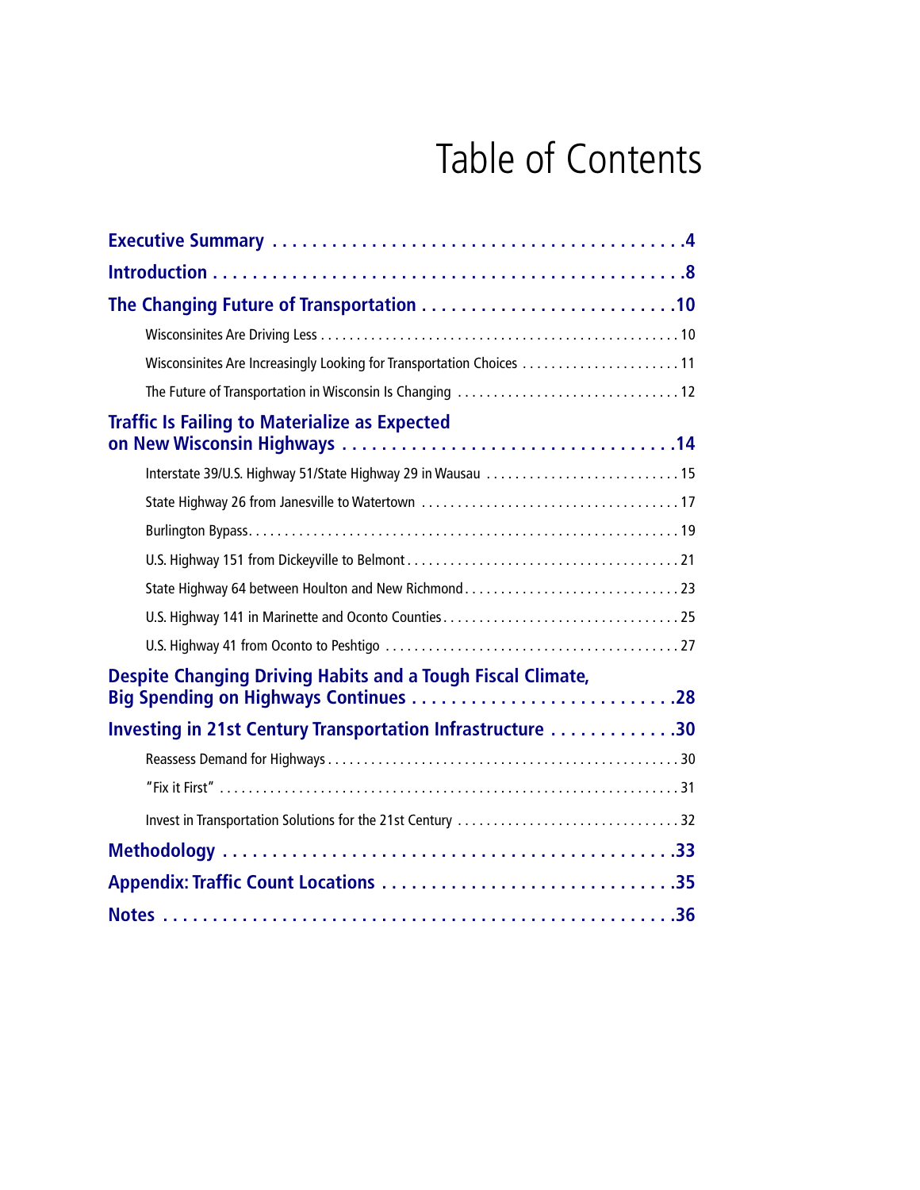# Table of Contents

**Executive Summary** .... 4

**Introduction** .... 8

**The Changing Future of Transportation** .... 10

- Wisconsinites Are Driving Less .... 10
- Wisconsinites Are Increasingly Looking for Transportation Choices .... 11
- The Future of Transportation in Wisconsin Is Changing .... 12

**Traffic Is Failing to Materialize as Expected on New Wisconsin Highways** .... 14

- Interstate 39/U.S. Highway 51/State Highway 29 in Wausau .... 15
- State Highway 26 from Janesville to Watertown .... 17
- Burlington Bypass .... 19
- U.S. Highway 151 from Dickeyville to Belmont .... 21
- State Highway 64 between Houlton and New Richmond .... 23
- U.S. Highway 141 in Marinette and Oconto Counties .... 25
- U.S. Highway 41 from Oconto to Peshtigo .... 27

**Despite Changing Driving Habits and a Tough Fiscal Climate, Big Spending on Highways Continues** .... 28

**Investing in 21st Century Transportation Infrastructure** .... 30

- Reassess Demand for Highways .... 30
- "Fix it First" .... 31
- Invest in Transportation Solutions for the 21st Century .... 32

**Methodology** .... 33

**Appendix: Traffic Count Locations** .... 35

**Notes** .... 36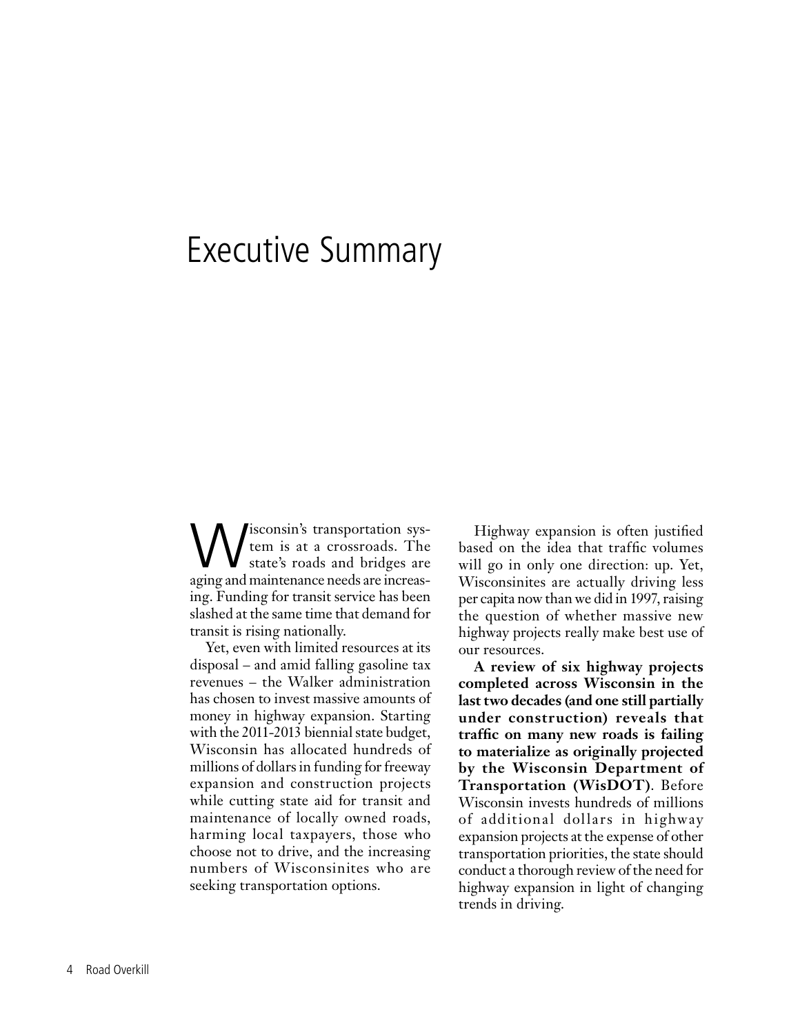# Executive Summary

Wisconsin's transportation system is at a crossroads. The state's roads and bridges are aging and maintenance needs are increasing. Funding for transit service has been slashed at the same time that demand for transit is rising nationally.

Yet, even with limited resources at its disposal – and amid falling gasoline tax revenues – the Walker administration has chosen to invest massive amounts of money in highway expansion. Starting with the 2011-2013 biennial state budget, Wisconsin has allocated hundreds of millions of dollars in funding for freeway expansion and construction projects while cutting state aid for transit and maintenance of locally owned roads, harming local taxpayers, those who choose not to drive, and the increasing numbers of Wisconsinites who are seeking transportation options.

Highway expansion is often justified based on the idea that traffic volumes will go in only one direction: up. Yet, Wisconsinites are actually driving less per capita now than we did in 1997, raising the question of whether massive new highway projects really make best use of our resources.

**A review of six highway projects completed across Wisconsin in the last two decades (and one still partially under construction) reveals that traffic on many new roads is failing to materialize as originally projected by the Wisconsin Department of Transportation (WisDOT)**. Before Wisconsin invests hundreds of millions of additional dollars in highway expansion projects at the expense of other transportation priorities, the state should conduct a thorough review of the need for highway expansion in light of changing trends in driving.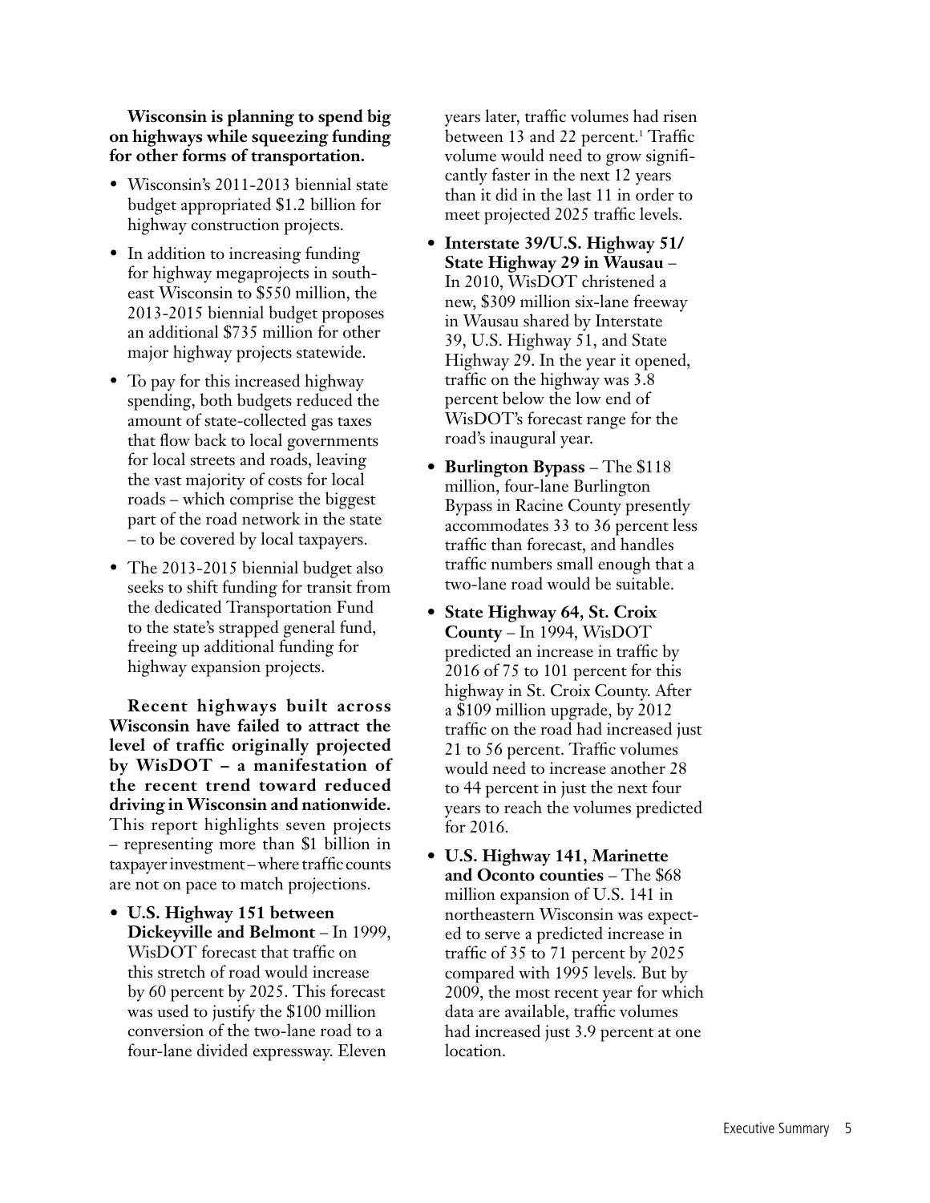**Wisconsin is planning to spend big on highways while squeezing funding for other forms of transportation.**

- Wisconsin's 2011-2013 biennial state budget appropriated $1.2 billion for highway construction projects.
- In addition to increasing funding for highway megaprojects in southeast Wisconsin to $550 million, the 2013-2015 biennial budget proposes an additional $735 million for other major highway projects statewide.
- To pay for this increased highway spending, both budgets reduced the amount of state-collected gas taxes that flow back to local governments for local streets and roads, leaving the vast majority of costs for local roads – which comprise the biggest part of the road network in the state – to be covered by local taxpayers.
- The 2013-2015 biennial budget also seeks to shift funding for transit from the dedicated Transportation Fund to the state's strapped general fund, freeing up additional funding for highway expansion projects.

**Recent highways built across Wisconsin have failed to attract the level of traffic originally projected by WisDOT – a manifestation of the recent trend toward reduced driving in Wisconsin and nationwide.** This report highlights seven projects – representing more than $1 billion in taxpayer investment – where traffic counts are not on pace to match projections.

- **U.S. Highway 151 between Dickeyville and Belmont** – In 1999, WisDOT forecast that traffic on this stretch of road would increase by 60 percent by 2025. This forecast was used to justify the $100 million conversion of the two-lane road to a four-lane divided expressway. Eleven years later, traffic volumes had risen between 13 and 22 percent.[1] Traffic volume would need to grow significantly faster in the next 12 years than it did in the last 11 in order to meet projected 2025 traffic levels.
- **Interstate 39/U.S. Highway 51/ State Highway 29 in Wausau** – In 2010, WisDOT christened a new, $309 million six-lane freeway in Wausau shared by Interstate 39, U.S. Highway 51, and State Highway 29. In the year it opened, traffic on the highway was 3.8 percent below the low end of WisDOT's forecast range for the road's inaugural year.
- **Burlington Bypass** – The $118 million, four-lane Burlington Bypass in Racine County presently accommodates 33 to 36 percent less traffic than forecast, and handles traffic numbers small enough that a two-lane road would be suitable.
- **State Highway 64, St. Croix County** – In 1994, WisDOT predicted an increase in traffic by 2016 of 75 to 101 percent for this highway in St. Croix County. After a $109 million upgrade, by 2012 traffic on the road had increased just 21 to 56 percent. Traffic volumes would need to increase another 28 to 44 percent in just the next four years to reach the volumes predicted for 2016.
- **U.S. Highway 141, Marinette and Oconto counties** – The $68 million expansion of U.S. 141 in northeastern Wisconsin was expected to serve a predicted increase in traffic of 35 to 71 percent by 2025 compared with 1995 levels. But by 2009, the most recent year for which data are available, traffic volumes had increased just 3.9 percent at one location.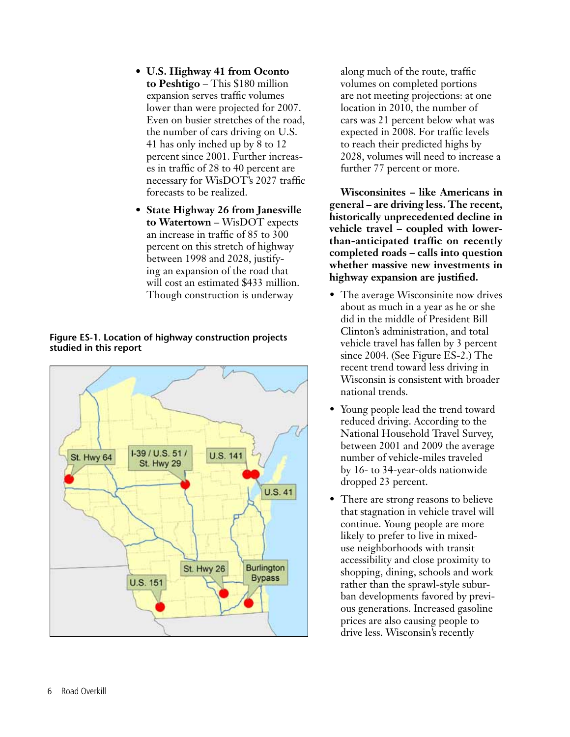- **U.S. Highway 41 from Oconto to Peshtigo** – This $180 million expansion serves traffic volumes lower than were projected for 2007. Even on busier stretches of the road, the number of cars driving on U.S. 41 has only inched up by 8 to 12 percent since 2001. Further increases in traffic of 28 to 40 percent are necessary for WisDOT's 2027 traffic forecasts to be realized.
- **State Highway 26 from Janesville to Watertown** – WisDOT expects an increase in traffic of 85 to 300 percent on this stretch of highway between 1998 and 2028, justifying an expansion of the road that will cost an estimated $433 million. Though construction is underway along much of the route, traffic volumes on completed portions are not meeting projections: at one location in 2010, the number of cars was 21 percent below what was expected in 2008. For traffic levels to reach their predicted highs by 2028, volumes will need to increase a further 77 percent or more.

**Figure ES-1. Location of highway construction projects studied in this report**

**Wisconsinites – like Americans in general – are driving less. The recent, historically unprecedented decline in vehicle travel – coupled with lower-than-anticipated traffic on recently completed roads – calls into question whether massive new investments in highway expansion are justified.**

- The average Wisconsinite now drives about as much in a year as he or she did in the middle of President Bill Clinton's administration, and total vehicle travel has fallen by 3 percent since 2004. (See Figure ES-2.) The recent trend toward less driving in Wisconsin is consistent with broader national trends.
- Young people lead the trend toward reduced driving. According to the National Household Travel Survey, between 2001 and 2009 the average number of vehicle-miles traveled by 16- to 34-year-olds nationwide dropped 23 percent.
- There are strong reasons to believe that stagnation in vehicle travel will continue. Young people are more likely to prefer to live in mixed-use neighborhoods with transit accessibility and close proximity to shopping, dining, schools and work rather than the sprawl-style suburban developments favored by previous generations. Increased gasoline prices are also causing people to drive less. Wisconsin's recently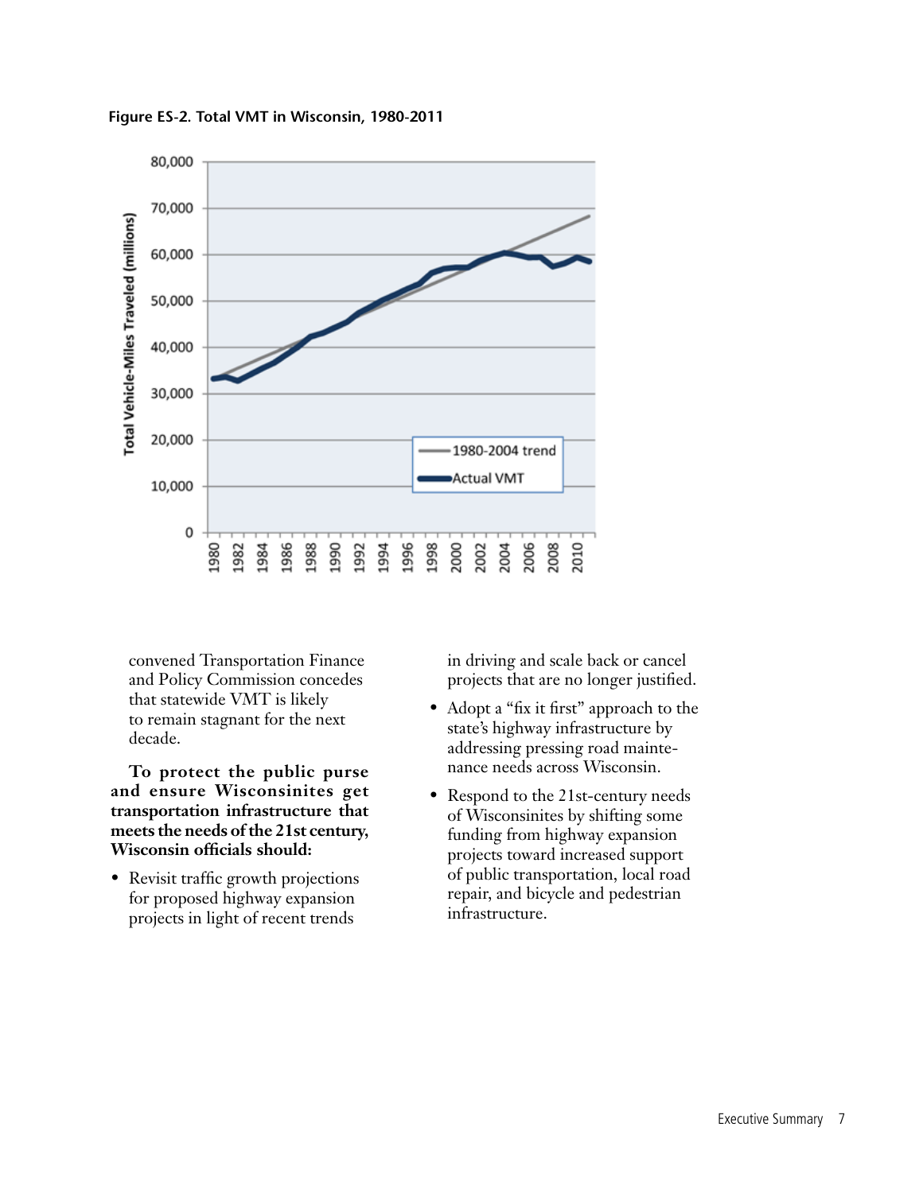**Figure ES-2. Total VMT in Wisconsin, 1980-2011**

convened Transportation Finance and Policy Commission concedes that statewide VMT is likely to remain stagnant for the next decade.

**To protect the public purse and ensure Wisconsinites get transportation infrastructure that meets the needs of the 21st century, Wisconsin officials should:**

- Revisit traffic growth projections for proposed highway expansion projects in light of recent trends in driving and scale back or cancel projects that are no longer justified.
- Adopt a "fix it first" approach to the state's highway infrastructure by addressing pressing road maintenance needs across Wisconsin.
- Respond to the 21st-century needs of Wisconsinites by shifting some funding from highway expansion projects toward increased support of public transportation, local road repair, and bicycle and pedestrian infrastructure.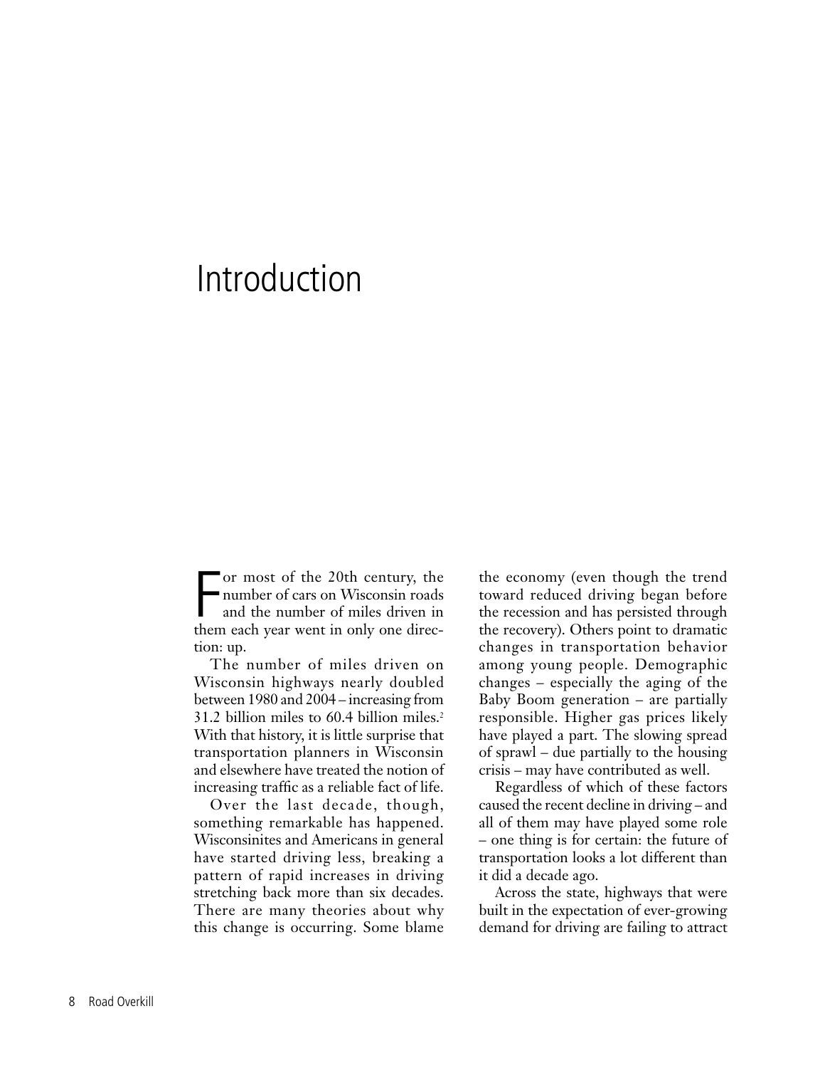# Introduction

For most of the 20th century, the number of cars on Wisconsin roads and the number of miles driven in them each year went in only one direction: up.

The number of miles driven on Wisconsin highways nearly doubled between 1980 and 2004 – increasing from 31.2 billion miles to 60.4 billion miles.[2] With that history, it is little surprise that transportation planners in Wisconsin and elsewhere have treated the notion of increasing traffic as a reliable fact of life.

Over the last decade, though, something remarkable has happened. Wisconsinites and Americans in general have started driving less, breaking a pattern of rapid increases in driving stretching back more than six decades. There are many theories about why this change is occurring. Some blame the economy (even though the trend toward reduced driving began before the recession and has persisted through the recovery). Others point to dramatic changes in transportation behavior among young people. Demographic changes – especially the aging of the Baby Boom generation – are partially responsible. Higher gas prices likely have played a part. The slowing spread of sprawl – due partially to the housing crisis – may have contributed as well.

Regardless of which of these factors caused the recent decline in driving – and all of them may have played some role – one thing is for certain: the future of transportation looks a lot different than it did a decade ago.

Across the state, highways that were built in the expectation of ever-growing demand for driving are failing to attract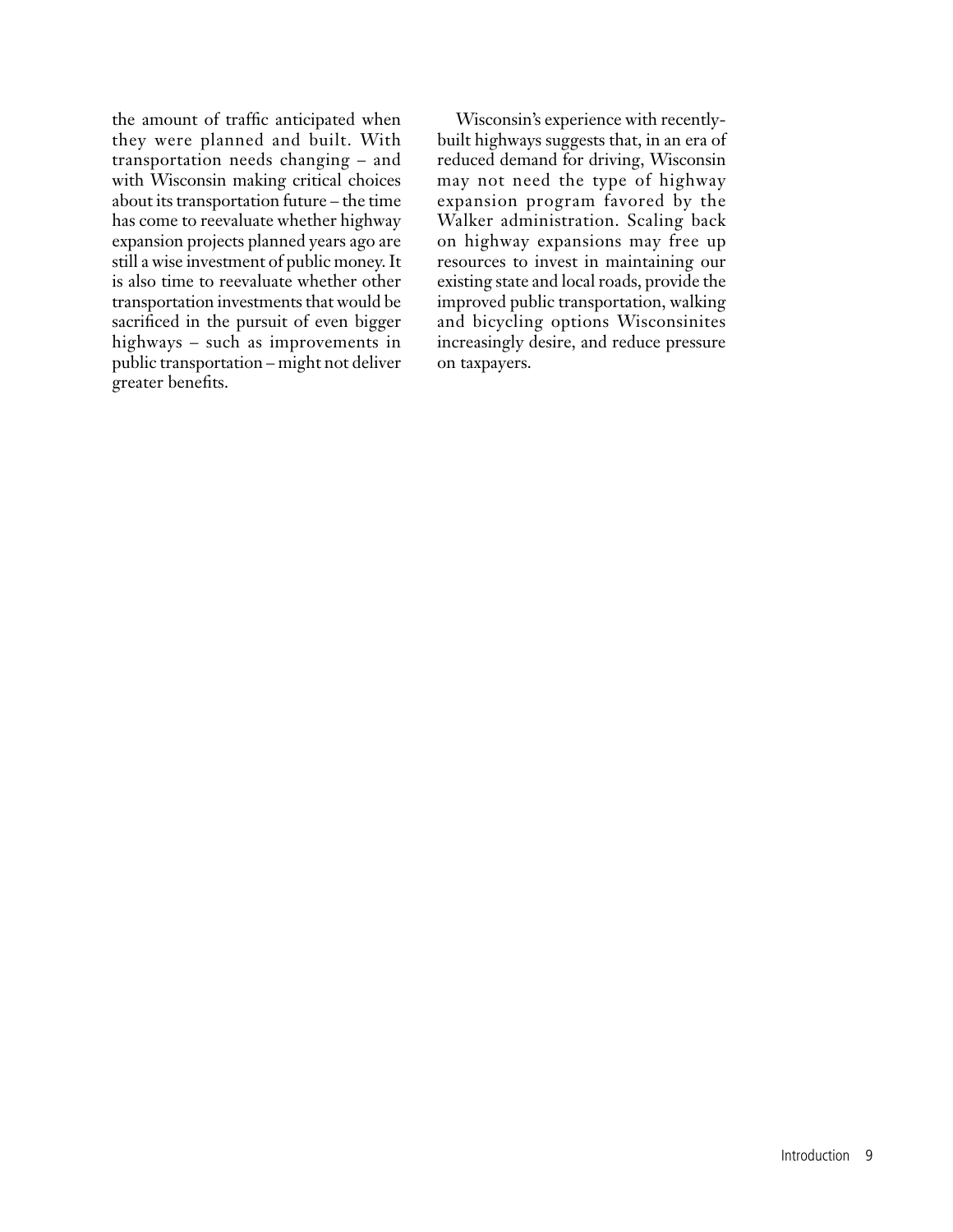the amount of traffic anticipated when they were planned and built. With transportation needs changing – and with Wisconsin making critical choices about its transportation future – the time has come to reevaluate whether highway expansion projects planned years ago are still a wise investment of public money. It is also time to reevaluate whether other transportation investments that would be sacrificed in the pursuit of even bigger highways – such as improvements in public transportation – might not deliver greater benefits.

Wisconsin's experience with recently-built highways suggests that, in an era of reduced demand for driving, Wisconsin may not need the type of highway expansion program favored by the Walker administration. Scaling back on highway expansions may free up resources to invest in maintaining our existing state and local roads, provide the improved public transportation, walking and bicycling options Wisconsinites increasingly desire, and reduce pressure on taxpayers.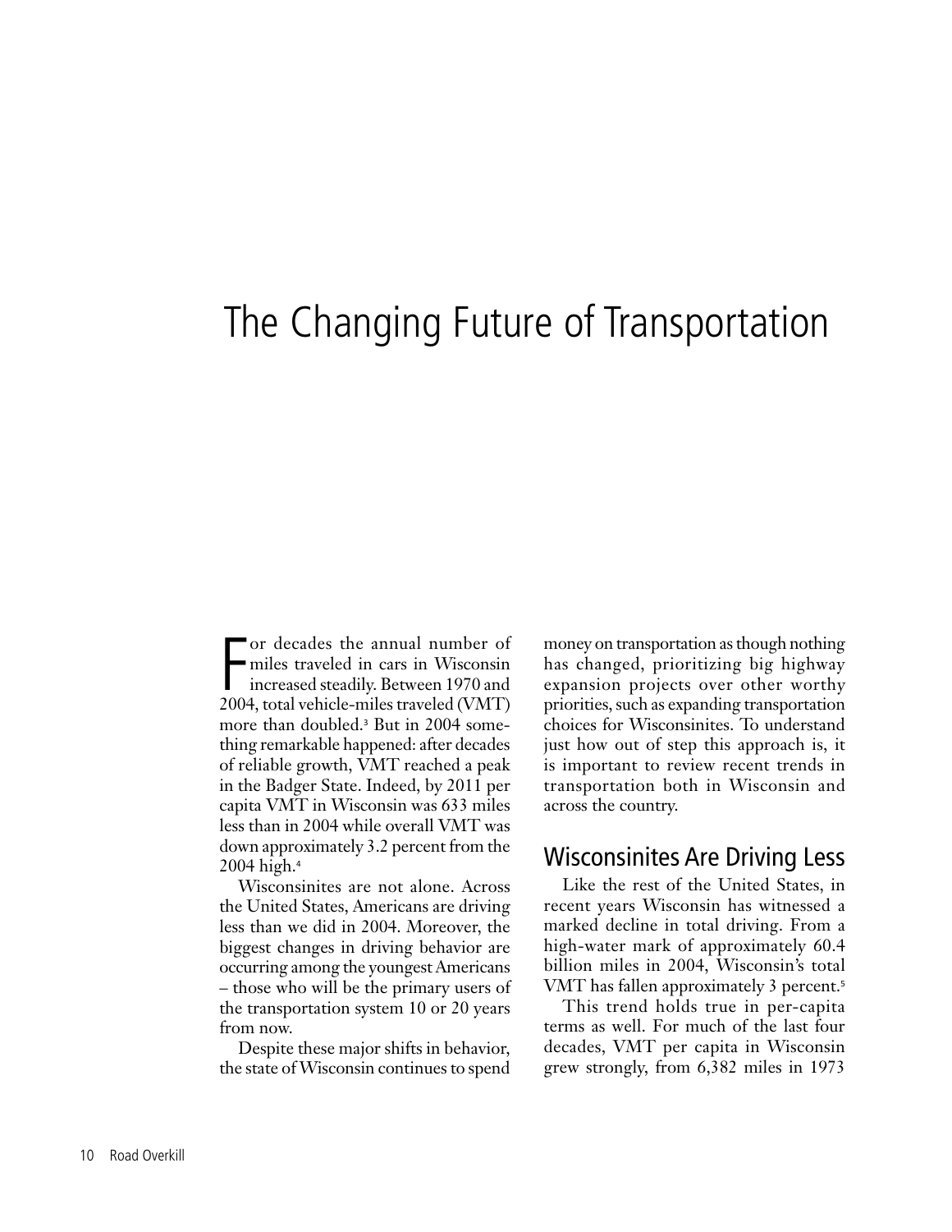# The Changing Future of Transportation

For decades the annual number of miles traveled in cars in Wisconsin increased steadily. Between 1970 and 2004, total vehicle-miles traveled (VMT) more than doubled.[3] But in 2004 something remarkable happened: after decades of reliable growth, VMT reached a peak in the Badger State. Indeed, by 2011 per capita VMT in Wisconsin was 633 miles less than in 2004 while overall VMT was down approximately 3.2 percent from the 2004 high.[4]

Wisconsinites are not alone. Across the United States, Americans are driving less than we did in 2004. Moreover, the biggest changes in driving behavior are occurring among the youngest Americans – those who will be the primary users of the transportation system 10 or 20 years from now.

Despite these major shifts in behavior, the state of Wisconsin continues to spend money on transportation as though nothing has changed, prioritizing big highway expansion projects over other worthy priorities, such as expanding transportation choices for Wisconsinites. To understand just how out of step this approach is, it is important to review recent trends in transportation both in Wisconsin and across the country.

## Wisconsinites Are Driving Less

Like the rest of the United States, in recent years Wisconsin has witnessed a marked decline in total driving. From a high-water mark of approximately 60.4 billion miles in 2004, Wisconsin's total VMT has fallen approximately 3 percent.[5]

This trend holds true in per-capita terms as well. For much of the last four decades, VMT per capita in Wisconsin grew strongly, from 6,382 miles in 1973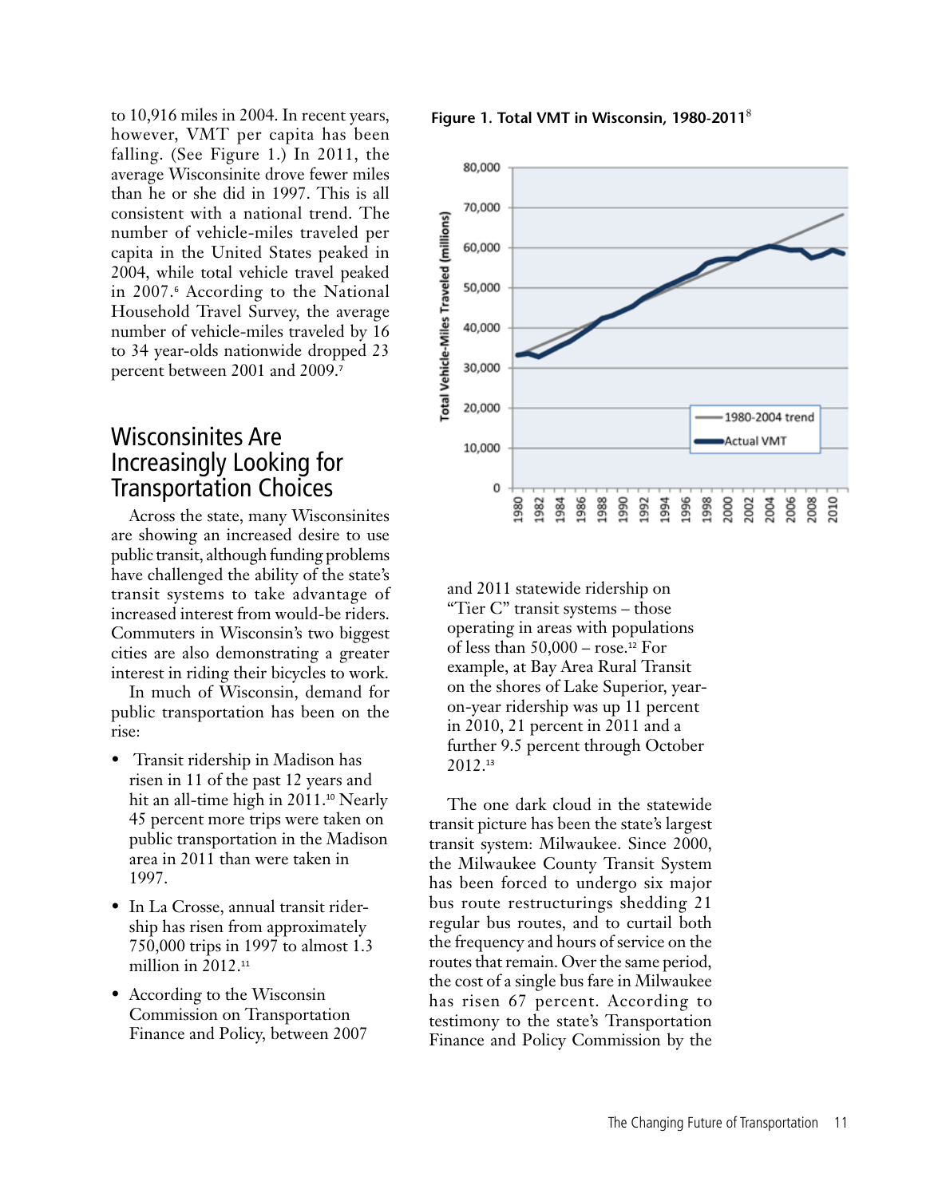to 10,916 miles in 2004. In recent years, however, VMT per capita has been falling. (See Figure 1.) In 2011, the average Wisconsinite drove fewer miles than he or she did in 1997. This is all consistent with a national trend. The number of vehicle-miles traveled per capita in the United States peaked in 2004, while total vehicle travel peaked in 2007.[6] According to the National Household Travel Survey, the average number of vehicle-miles traveled by 16 to 34 year-olds nationwide dropped 23 percent between 2001 and 2009.[7]

**Figure 1. Total VMT in Wisconsin, 1980-2011**[8]

## Wisconsinites Are Increasingly Looking for Transportation Choices

Across the state, many Wisconsinites are showing an increased desire to use public transit, although funding problems have challenged the ability of the state's transit systems to take advantage of increased interest from would-be riders. Commuters in Wisconsin's two biggest cities are also demonstrating a greater interest in riding their bicycles to work.

In much of Wisconsin, demand for public transportation has been on the rise:

- Transit ridership in Madison has risen in 11 of the past 12 years and hit an all-time high in 2011.[10] Nearly 45 percent more trips were taken on public transportation in the Madison area in 2011 than were taken in 1997.
- In La Crosse, annual transit ridership has risen from approximately 750,000 trips in 1997 to almost 1.3 million in 2012.[11]
- According to the Wisconsin Commission on Transportation Finance and Policy, between 2007 and 2011 statewide ridership on "Tier C" transit systems – those operating in areas with populations of less than 50,000 – rose.[12] For example, at Bay Area Rural Transit on the shores of Lake Superior, year-on-year ridership was up 11 percent in 2010, 21 percent in 2011 and a further 9.5 percent through October 2012.[13]

The one dark cloud in the statewide transit picture has been the state's largest transit system: Milwaukee. Since 2000, the Milwaukee County Transit System has been forced to undergo six major bus route restructurings shedding 21 regular bus routes, and to curtail both the frequency and hours of service on the routes that remain. Over the same period, the cost of a single bus fare in Milwaukee has risen 67 percent. According to testimony to the state's Transportation Finance and Policy Commission by the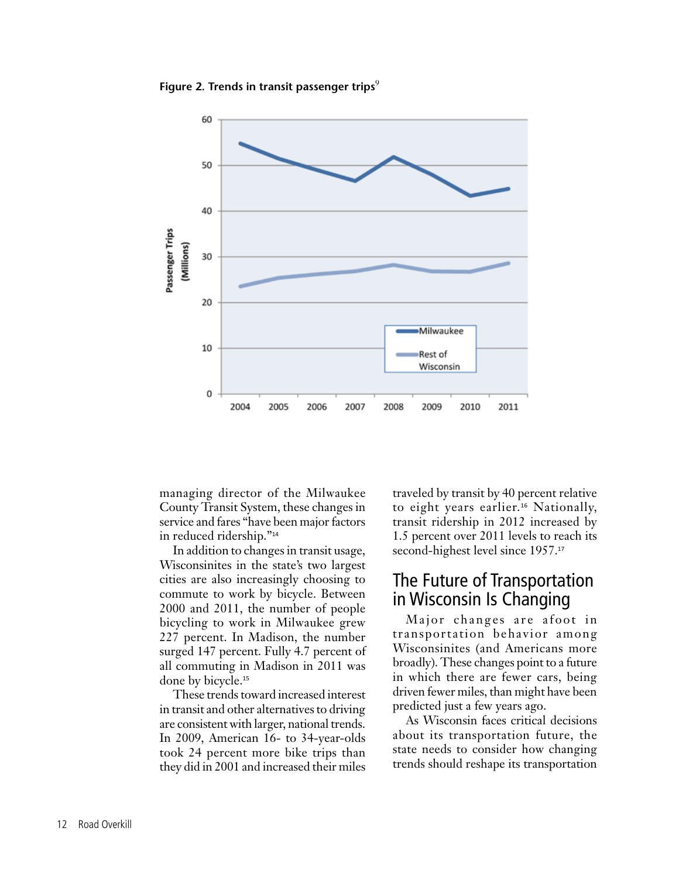**Figure 2. Trends in transit passenger trips**[9]

managing director of the Milwaukee County Transit System, these changes in service and fares "have been major factors in reduced ridership."[14]

In addition to changes in transit usage, Wisconsinites in the state's two largest cities are also increasingly choosing to commute to work by bicycle. Between 2000 and 2011, the number of people bicycling to work in Milwaukee grew 227 percent. In Madison, the number surged 147 percent. Fully 4.7 percent of all commuting in Madison in 2011 was done by bicycle.[15]

These trends toward increased interest in transit and other alternatives to driving are consistent with larger, national trends. In 2009, American 16- to 34-year-olds took 24 percent more bike trips than they did in 2001 and increased their miles traveled by transit by 40 percent relative to eight years earlier.[16] Nationally, transit ridership in 2012 increased by 1.5 percent over 2011 levels to reach its second-highest level since 1957.[17]

## The Future of Transportation in Wisconsin Is Changing

Major changes are afoot in transportation behavior among Wisconsinites (and Americans more broadly). These changes point to a future in which there are fewer cars, being driven fewer miles, than might have been predicted just a few years ago.

As Wisconsin faces critical decisions about its transportation future, the state needs to consider how changing trends should reshape its transportation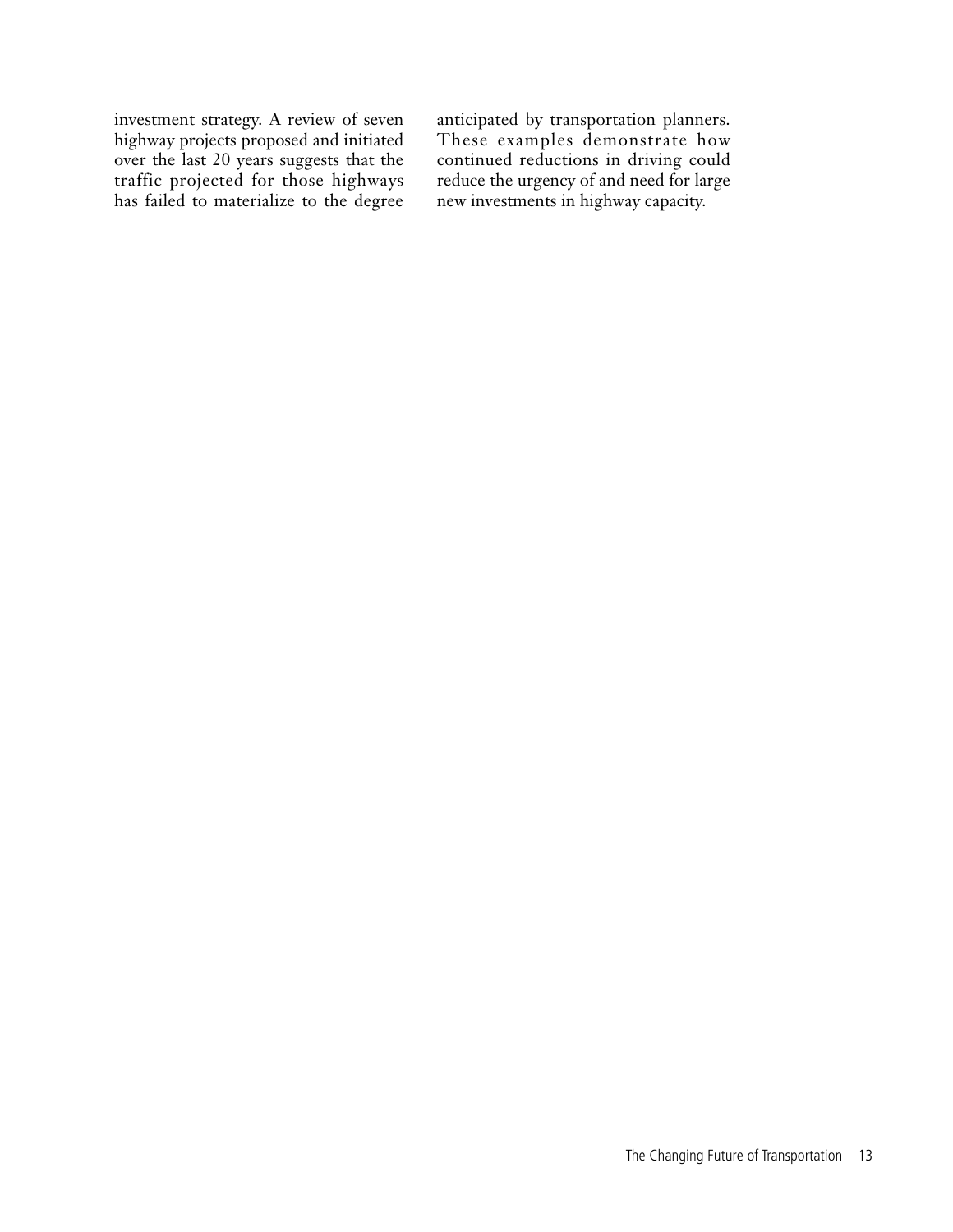investment strategy. A review of seven highway projects proposed and initiated over the last 20 years suggests that the traffic projected for those highways has failed to materialize to the degree anticipated by transportation planners. These examples demonstrate how continued reductions in driving could reduce the urgency of and need for large new investments in highway capacity.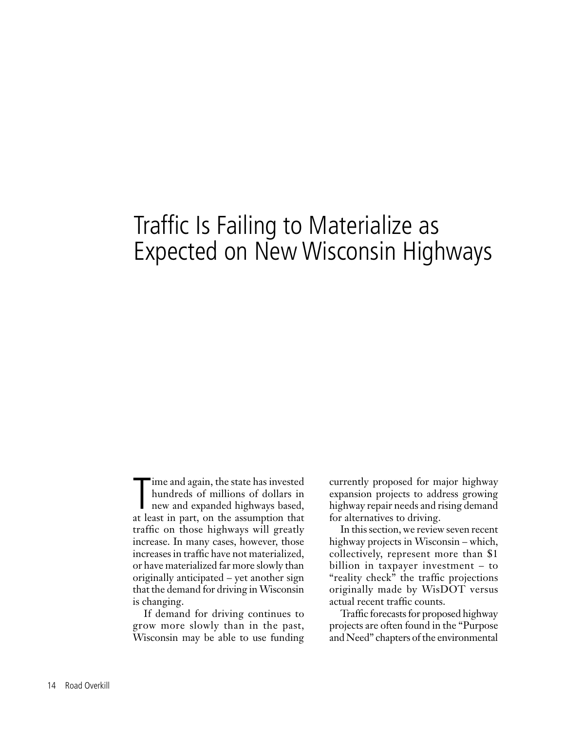# Traffic Is Failing to Materialize as Expected on New Wisconsin Highways

Time and again, the state has invested hundreds of millions of dollars in new and expanded highways based, at least in part, on the assumption that traffic on those highways will greatly increase. In many cases, however, those increases in traffic have not materialized, or have materialized far more slowly than originally anticipated – yet another sign that the demand for driving in Wisconsin is changing.

If demand for driving continues to grow more slowly than in the past, Wisconsin may be able to use funding currently proposed for major highway expansion projects to address growing highway repair needs and rising demand for alternatives to driving.

In this section, we review seven recent highway projects in Wisconsin – which, collectively, represent more than $1 billion in taxpayer investment – to "reality check" the traffic projections originally made by WisDOT versus actual recent traffic counts.

Traffic forecasts for proposed highway projects are often found in the "Purpose and Need" chapters of the environmental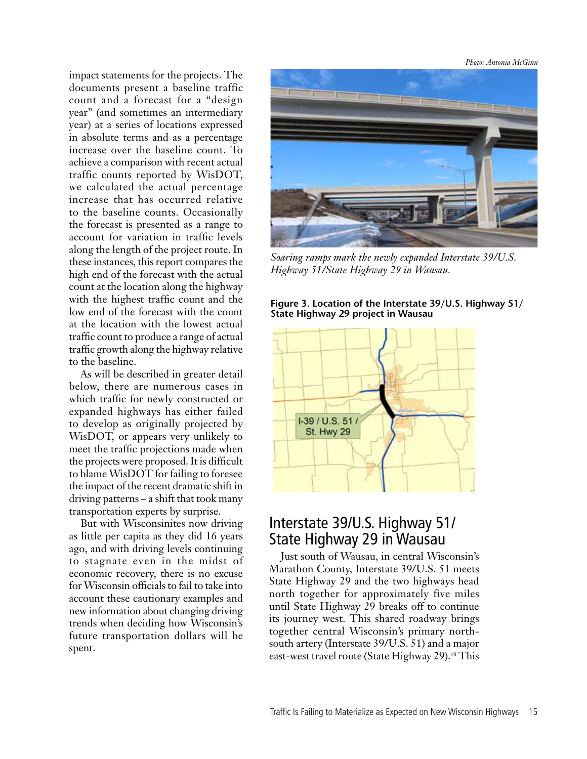impact statements for the projects. The documents present a baseline traffic count and a forecast for a "design year" (and sometimes an intermediary year) at a series of locations expressed in absolute terms and as a percentage increase over the baseline count. To achieve a comparison with recent actual traffic counts reported by WisDOT, we calculated the actual percentage increase that has occurred relative to the baseline counts. Occasionally the forecast is presented as a range to account for variation in traffic levels along the length of the project route. In these instances, this report compares the high end of the forecast with the actual count at the location along the highway with the highest traffic count and the low end of the forecast with the count at the location with the lowest actual traffic count to produce a range of actual traffic growth along the highway relative to the baseline.

As will be described in greater detail below, there are numerous cases in which traffic for newly constructed or expanded highways has either failed to develop as originally projected by WisDOT, or appears very unlikely to meet the traffic projections made when the projects were proposed. It is difficult to blame WisDOT for failing to foresee the impact of the recent dramatic shift in driving patterns – a shift that took many transportation experts by surprise.

But with Wisconsinites now driving as little per capita as they did 16 years ago, and with driving levels continuing to stagnate even in the midst of economic recovery, there is no excuse for Wisconsin officials to fail to take into account these cautionary examples and new information about changing driving trends when deciding how Wisconsin's future transportation dollars will be spent.

*Photo: Antonia McGinn*

*Soaring ramps mark the newly expanded Interstate 39/U.S. Highway 51/State Highway 29 in Wausau.*

**Figure 3. Location of the Interstate 39/U.S. Highway 51/ State Highway 29 project in Wausau**

## Interstate 39/U.S. Highway 51/ State Highway 29 in Wausau

Just south of Wausau, in central Wisconsin's Marathon County, Interstate 39/U.S. 51 meets State Highway 29 and the two highways head north together for approximately five miles until State Highway 29 breaks off to continue its journey west. This shared roadway brings together central Wisconsin's primary north-south artery (Interstate 39/U.S. 51) and a major east-west travel route (State Highway 29).[18] This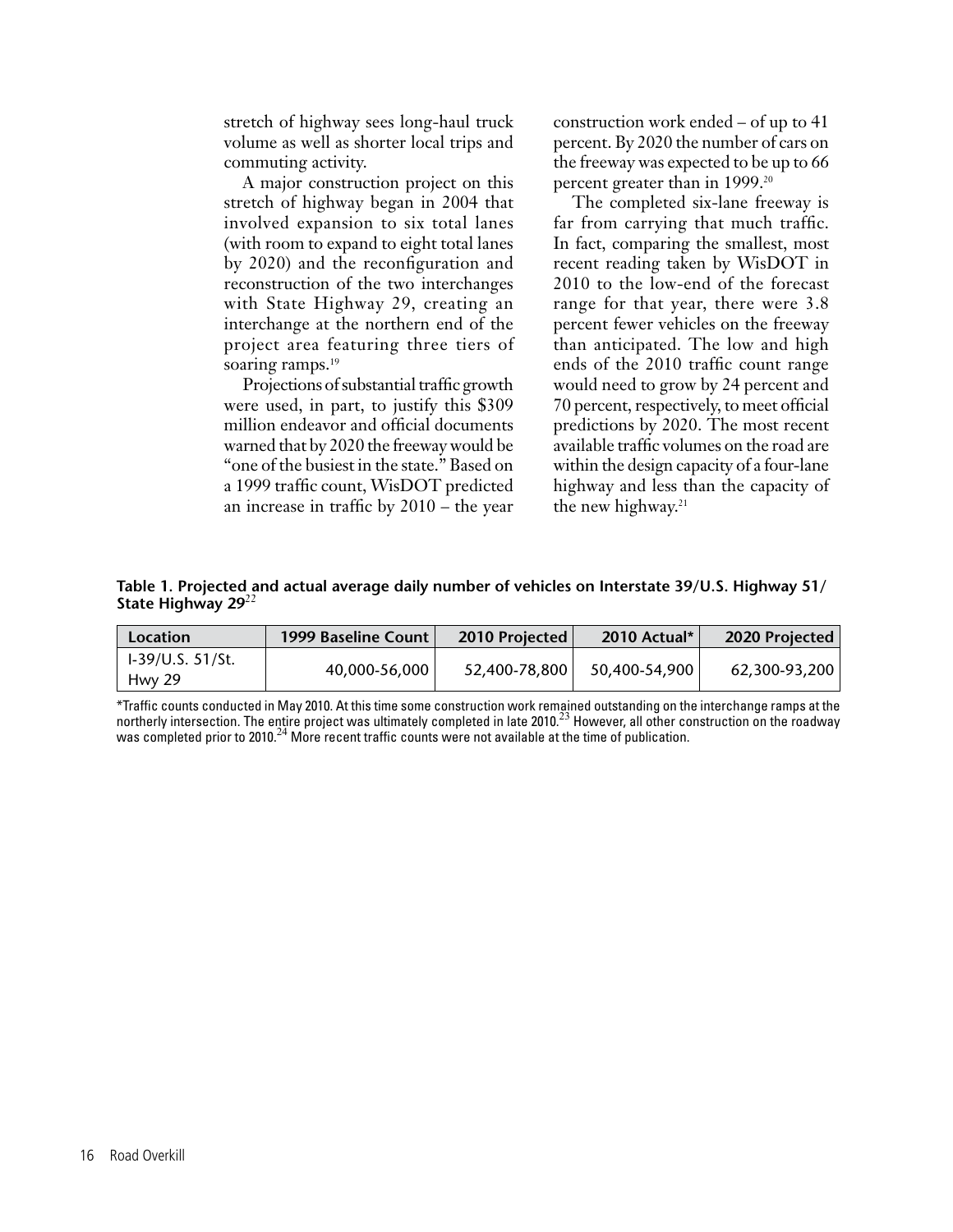stretch of highway sees long-haul truck volume as well as shorter local trips and commuting activity.

A major construction project on this stretch of highway began in 2004 that involved expansion to six total lanes (with room to expand to eight total lanes by 2020) and the reconfiguration and reconstruction of the two interchanges with State Highway 29, creating an interchange at the northern end of the project area featuring three tiers of soaring ramps.[19]

Projections of substantial traffic growth were used, in part, to justify this $309 million endeavor and official documents warned that by 2020 the freeway would be "one of the busiest in the state." Based on a 1999 traffic count, WisDOT predicted an increase in traffic by 2010 – the year construction work ended – of up to 41 percent. By 2020 the number of cars on the freeway was expected to be up to 66 percent greater than in 1999.[20]

The completed six-lane freeway is far from carrying that much traffic. In fact, comparing the smallest, most recent reading taken by WisDOT in 2010 to the low-end of the forecast range for that year, there were 3.8 percent fewer vehicles on the freeway than anticipated. The low and high ends of the 2010 traffic count range would need to grow by 24 percent and 70 percent, respectively, to meet official predictions by 2020. The most recent available traffic volumes on the road are within the design capacity of a four-lane highway and less than the capacity of the new highway.[21]

**Table 1. Projected and actual average daily number of vehicles on Interstate 39/U.S. Highway 51/ State Highway 29**[22]

| Location | 1999 Baseline Count | 2010 Projected | 2010 Actual* | 2020 Projected |
|---|---|---|---|---|
| I-39/U.S. 51/St. Hwy 29 | 40,000-56,000 | 52,400-78,800 | 50,400-54,900 | 62,300-93,200 |

*Traffic counts conducted in May 2010. At this time some construction work remained outstanding on the interchange ramps at the northerly intersection. The entire project was ultimately completed in late 2010.[23] However, all other construction on the roadway was completed prior to 2010.[24] More recent traffic counts were not available at the time of publication.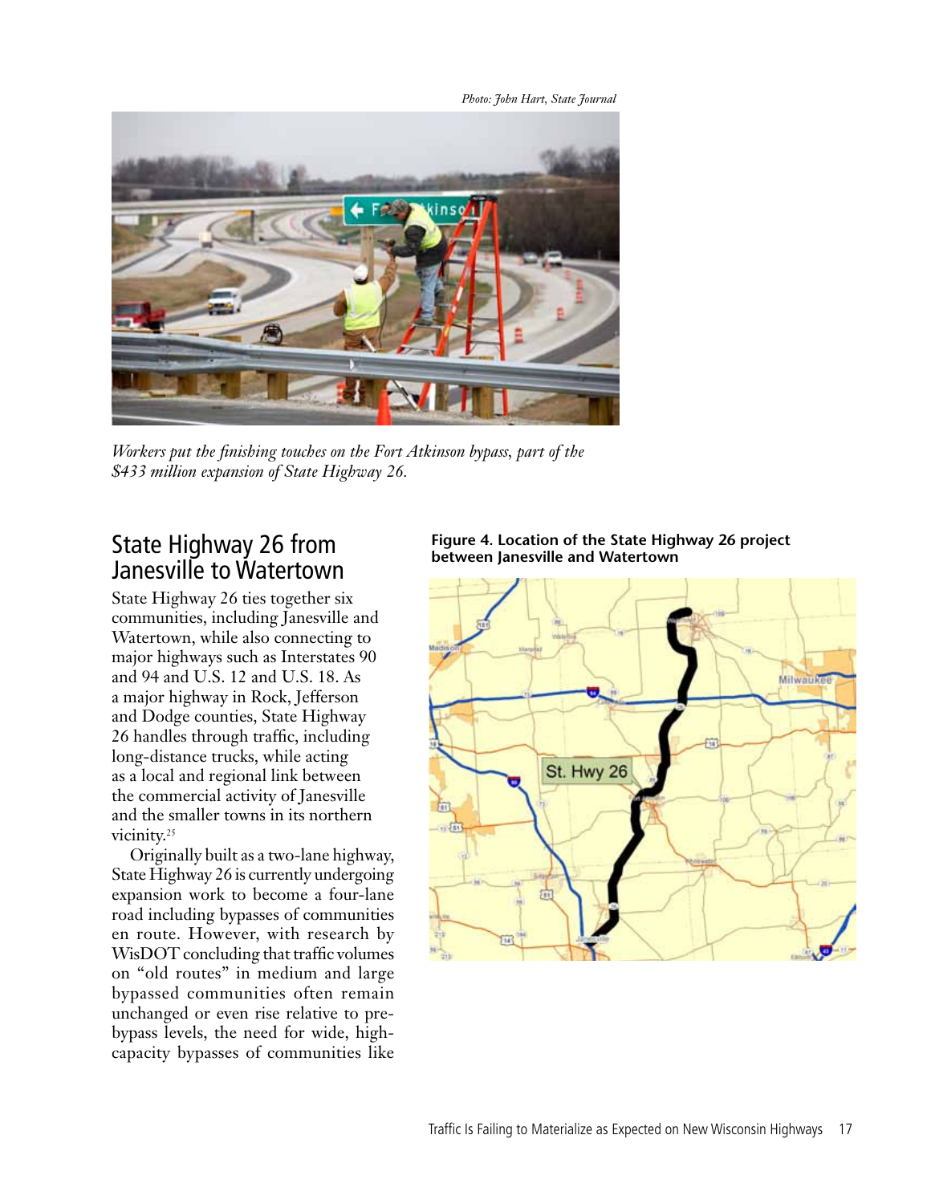Photo: John Hart, State Journal

*Workers put the finishing touches on the Fort Atkinson bypass, part of the $433 million expansion of State Highway 26.*

## State Highway 26 from Janesville to Watertown

State Highway 26 ties together six communities, including Janesville and Watertown, while also connecting to major highways such as Interstates 90 and 94 and U.S. 12 and U.S. 18. As a major highway in Rock, Jefferson and Dodge counties, State Highway 26 handles through traffic, including long-distance trucks, while acting as a local and regional link between the commercial activity of Janesville and the smaller towns in its northern vicinity.[25]

Originally built as a two-lane highway, State Highway 26 is currently undergoing expansion work to become a four-lane road including bypasses of communities en route. However, with research by WisDOT concluding that traffic volumes on "old routes" in medium and large bypassed communities often remain unchanged or even rise relative to pre-bypass levels, the need for wide, high-capacity bypasses of communities like

**Figure 4. Location of the State Highway 26 project between Janesville and Watertown**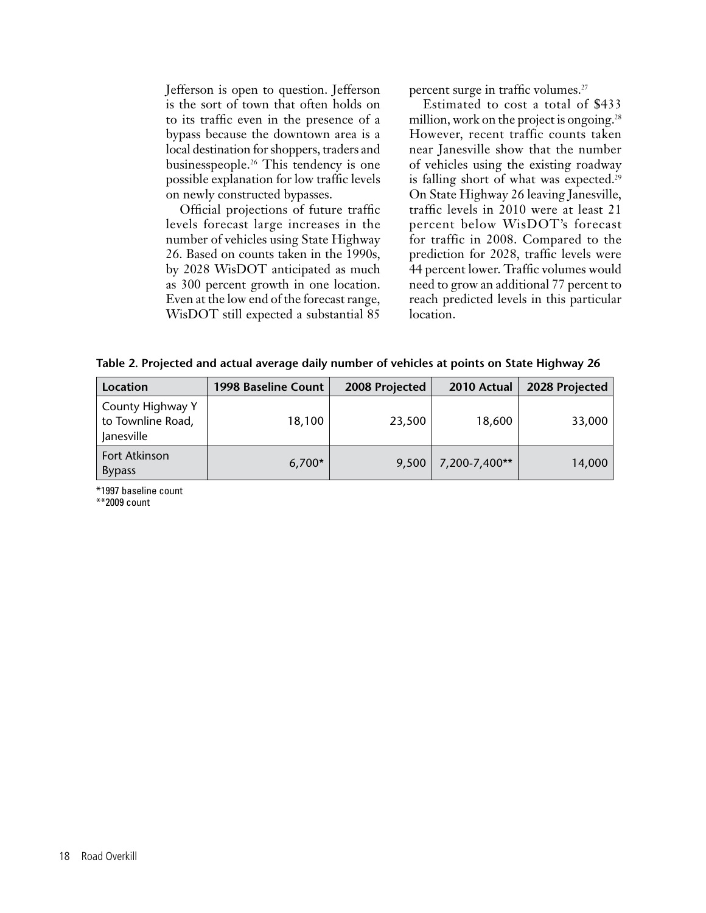Jefferson is open to question. Jefferson is the sort of town that often holds on to its traffic even in the presence of a bypass because the downtown area is a local destination for shoppers, traders and businesspeople.[26] This tendency is one possible explanation for low traffic levels on newly constructed bypasses.

Official projections of future traffic levels forecast large increases in the number of vehicles using State Highway 26. Based on counts taken in the 1990s, by 2028 WisDOT anticipated as much as 300 percent growth in one location. Even at the low end of the forecast range, WisDOT still expected a substantial 85 percent surge in traffic volumes.[27]

Estimated to cost a total of $433 million, work on the project is ongoing.[28] However, recent traffic counts taken near Janesville show that the number of vehicles using the existing roadway is falling short of what was expected.[29] On State Highway 26 leaving Janesville, traffic levels in 2010 were at least 21 percent below WisDOT's forecast for traffic in 2008. Compared to the prediction for 2028, traffic levels were 44 percent lower. Traffic volumes would need to grow an additional 77 percent to reach predicted levels in this particular location.

**Table 2. Projected and actual average daily number of vehicles at points on State Highway 26**

| Location | 1998 Baseline Count | 2008 Projected | 2010 Actual | 2028 Projected |
|---|---|---|---|---|
| County Highway Y to Townline Road, Janesville | 18,100 | 23,500 | 18,600 | 33,000 |
| Fort Atkinson Bypass | 6,700* | 9,500 | 7,200-7,400** | 14,000 |

*1997 baseline count
**2009 count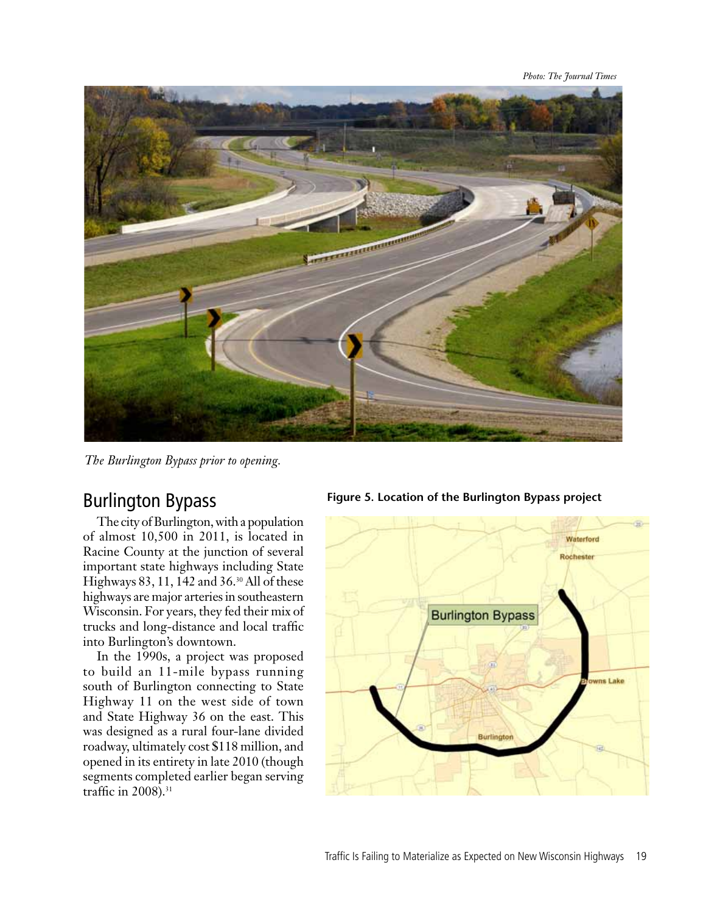Photo: The Journal Times

*The Burlington Bypass prior to opening.*

## Burlington Bypass

The city of Burlington, with a population of almost 10,500 in 2011, is located in Racine County at the junction of several important state highways including State Highways 83, 11, 142 and 36.[30] All of these highways are major arteries in southeastern Wisconsin. For years, they fed their mix of trucks and long-distance and local traffic into Burlington's downtown.

In the 1990s, a project was proposed to build an 11-mile bypass running south of Burlington connecting to State Highway 11 on the west side of town and State Highway 36 on the east. This was designed as a rural four-lane divided roadway, ultimately cost $118 million, and opened in its entirety in late 2010 (though segments completed earlier began serving traffic in 2008).[31]

**Figure 5. Location of the Burlington Bypass project**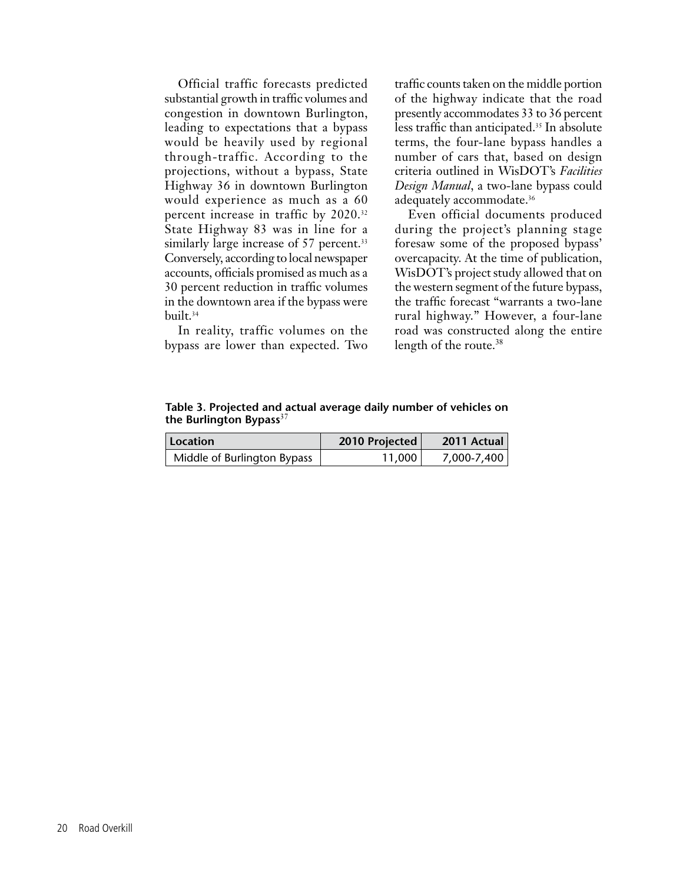Official traffic forecasts predicted substantial growth in traffic volumes and congestion in downtown Burlington, leading to expectations that a bypass would be heavily used by regional through-traffic. According to the projections, without a bypass, State Highway 36 in downtown Burlington would experience as much as a 60 percent increase in traffic by 2020.[32] State Highway 83 was in line for a similarly large increase of 57 percent.[33] Conversely, according to local newspaper accounts, officials promised as much as a 30 percent reduction in traffic volumes in the downtown area if the bypass were built.[34]

In reality, traffic volumes on the bypass are lower than expected. Two traffic counts taken on the middle portion of the highway indicate that the road presently accommodates 33 to 36 percent less traffic than anticipated.[35] In absolute terms, the four-lane bypass handles a number of cars that, based on design criteria outlined in WisDOT's *Facilities Design Manual*, a two-lane bypass could adequately accommodate.[36]

Even official documents produced during the project's planning stage foresaw some of the proposed bypass' overcapacity. At the time of publication, WisDOT's project study allowed that on the western segment of the future bypass, the traffic forecast "warrants a two-lane rural highway." However, a four-lane road was constructed along the entire length of the route.[38]

**Table 3. Projected and actual average daily number of vehicles on the Burlington Bypass**[37]

| Location | 2010 Projected | 2011 Actual |
|---|---|---|
| Middle of Burlington Bypass | 11,000 | 7,000-7,400 |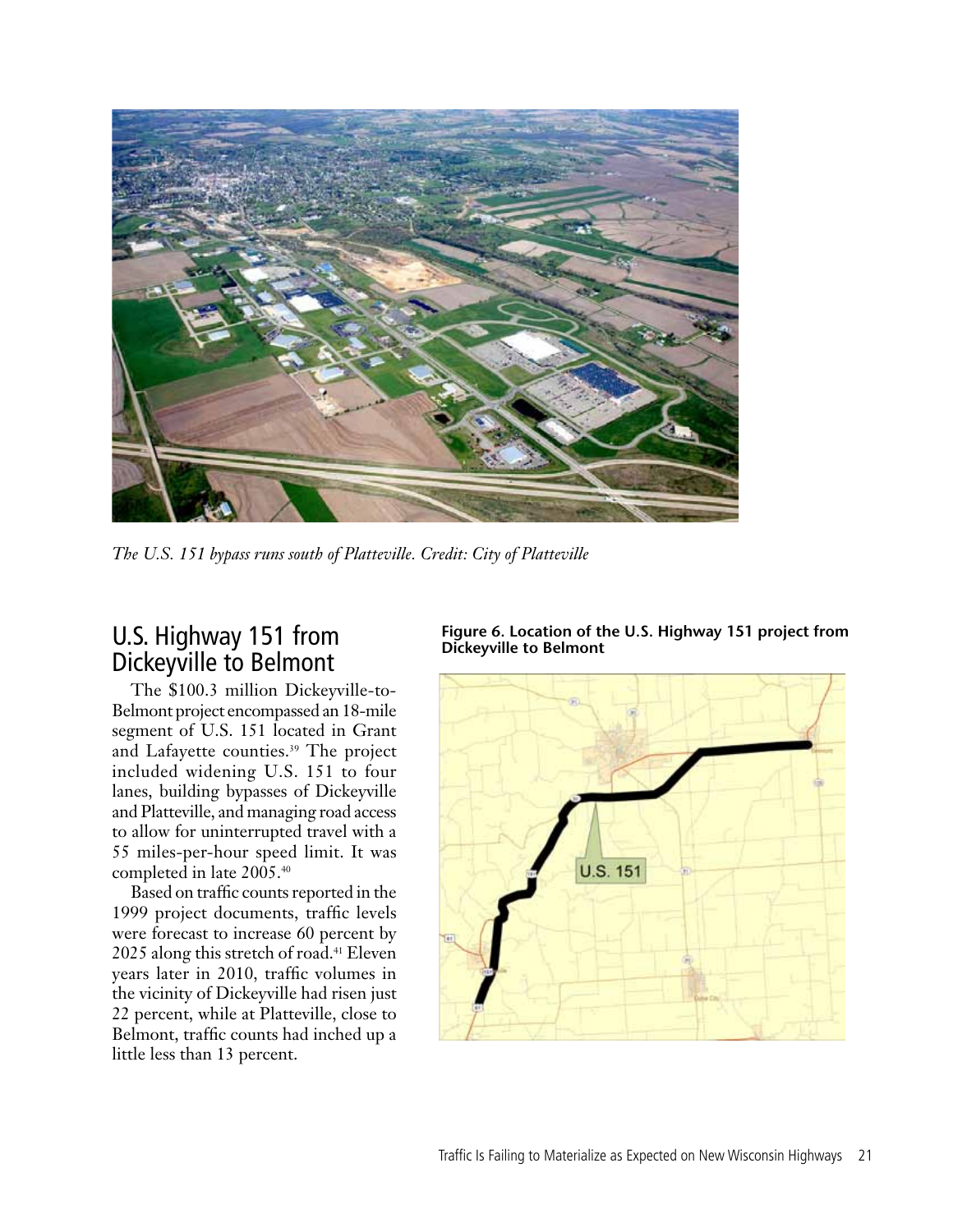*The U.S. 151 bypass runs south of Platteville. Credit: City of Platteville*

## U.S. Highway 151 from Dickeyville to Belmont

The $100.3 million Dickeyville-to-Belmont project encompassed an 18-mile segment of U.S. 151 located in Grant and Lafayette counties.[39] The project included widening U.S. 151 to four lanes, building bypasses of Dickeyville and Platteville, and managing road access to allow for uninterrupted travel with a 55 miles-per-hour speed limit. It was completed in late 2005.[40]

Based on traffic counts reported in the 1999 project documents, traffic levels were forecast to increase 60 percent by 2025 along this stretch of road.[41] Eleven years later in 2010, traffic volumes in the vicinity of Dickeyville had risen just 22 percent, while at Platteville, close to Belmont, traffic counts had inched up a little less than 13 percent.

**Figure 6. Location of the U.S. Highway 151 project from Dickeyville to Belmont**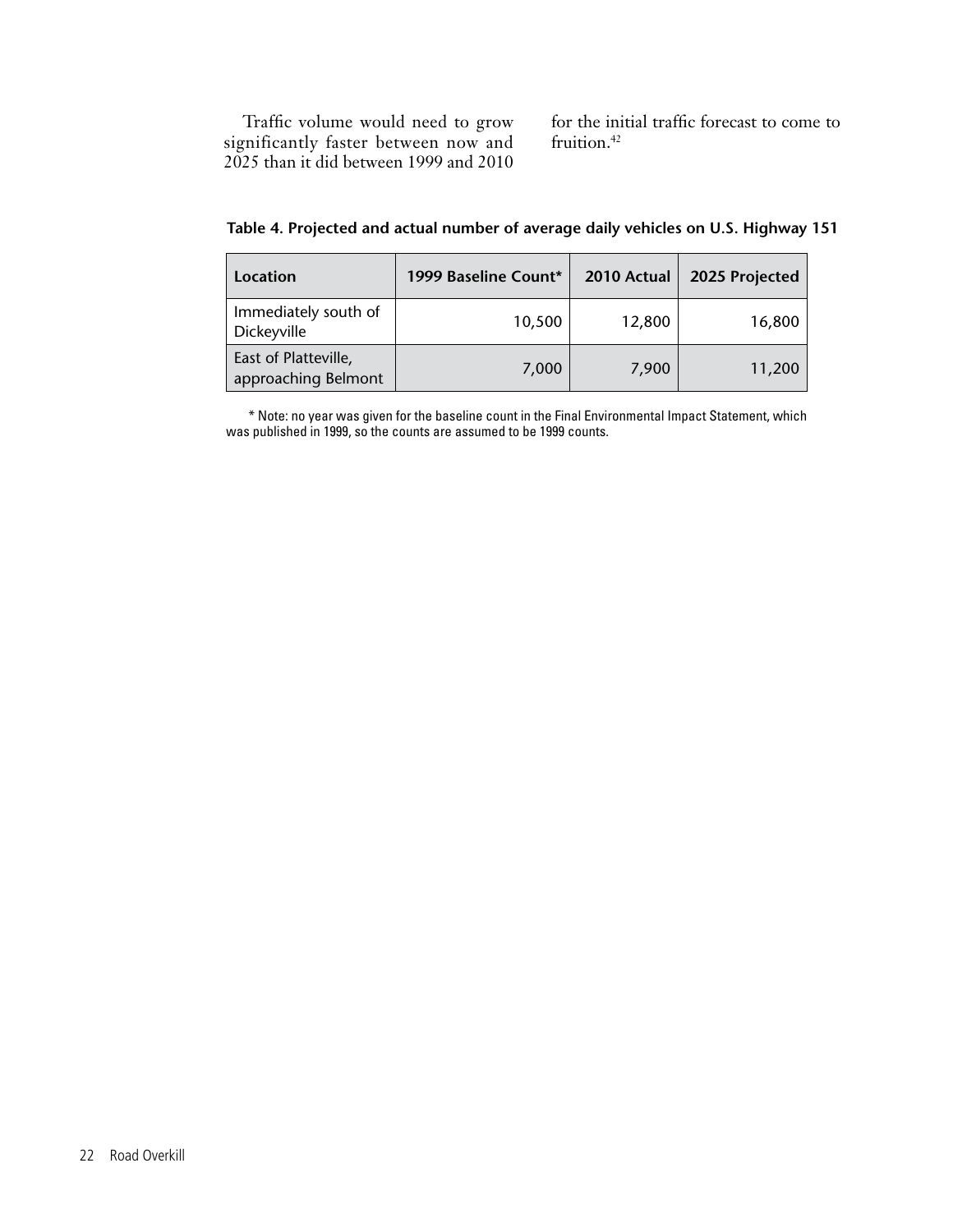Traffic volume would need to grow significantly faster between now and 2025 than it did between 1999 and 2010 for the initial traffic forecast to come to fruition.[42]

**Table 4. Projected and actual number of average daily vehicles on U.S. Highway 151**

| Location | 1999 Baseline Count* | 2010 Actual | 2025 Projected |
|---|---|---|---|
| Immediately south of Dickeyville | 10,500 | 12,800 | 16,800 |
| East of Platteville, approaching Belmont | 7,000 | 7,900 | 11,200 |

* Note: no year was given for the baseline count in the Final Environmental Impact Statement, which was published in 1999, so the counts are assumed to be 1999 counts.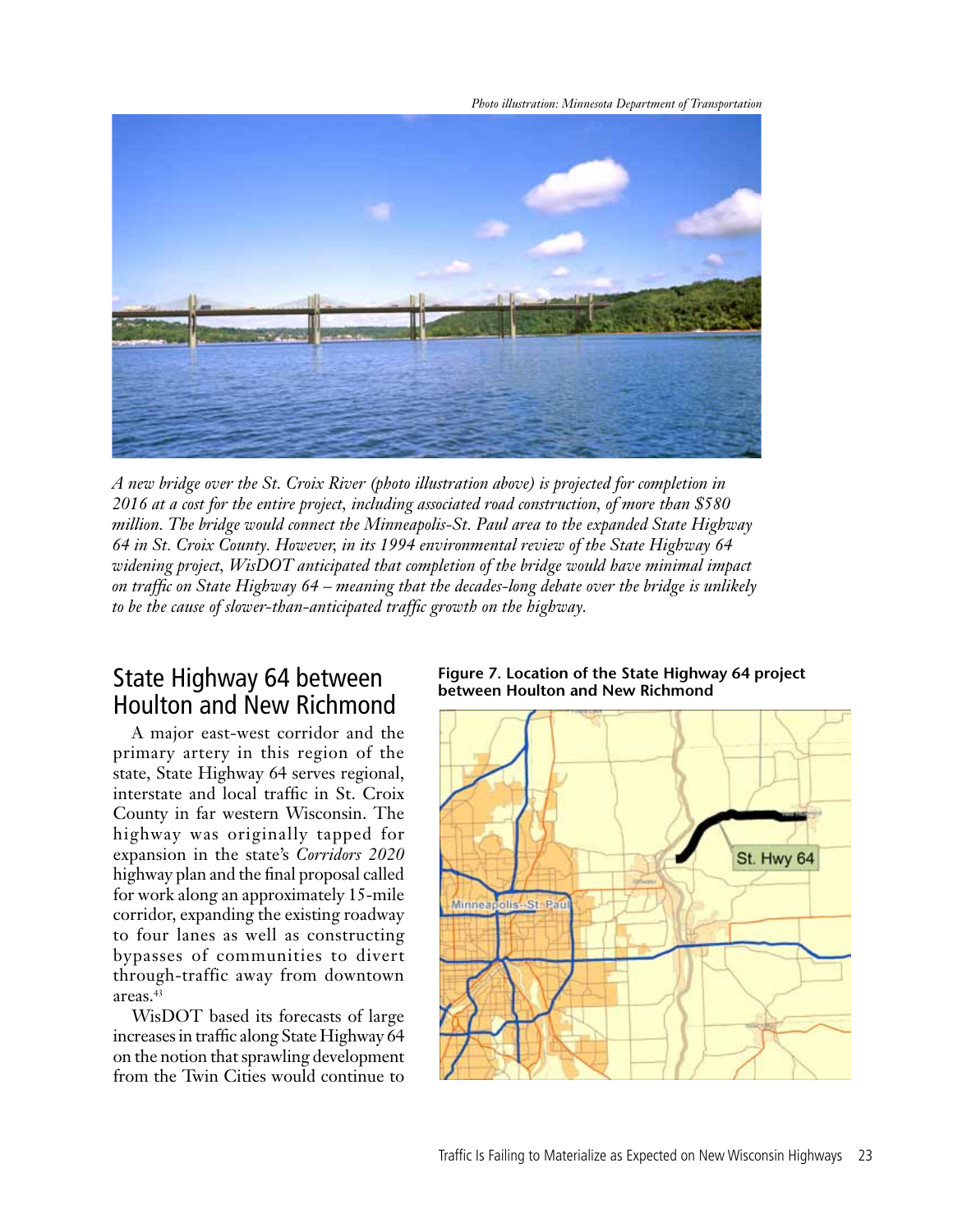Photo illustration: Minnesota Department of Transportation

*A new bridge over the St. Croix River (photo illustration above) is projected for completion in 2016 at a cost for the entire project, including associated road construction, of more than $580 million. The bridge would connect the Minneapolis-St. Paul area to the expanded State Highway 64 in St. Croix County. However, in its 1994 environmental review of the State Highway 64 widening project, WisDOT anticipated that completion of the bridge would have minimal impact on traffic on State Highway 64 – meaning that the decades-long debate over the bridge is unlikely to be the cause of slower-than-anticipated traffic growth on the highway.*

## State Highway 64 between Houlton and New Richmond

A major east-west corridor and the primary artery in this region of the state, State Highway 64 serves regional, interstate and local traffic in St. Croix County in far western Wisconsin. The highway was originally tapped for expansion in the state's *Corridors 2020* highway plan and the final proposal called for work along an approximately 15-mile corridor, expanding the existing roadway to four lanes as well as constructing bypasses of communities to divert through-traffic away from downtown areas.[43]

WisDOT based its forecasts of large increases in traffic along State Highway 64 on the notion that sprawling development from the Twin Cities would continue to

**Figure 7. Location of the State Highway 64 project between Houlton and New Richmond**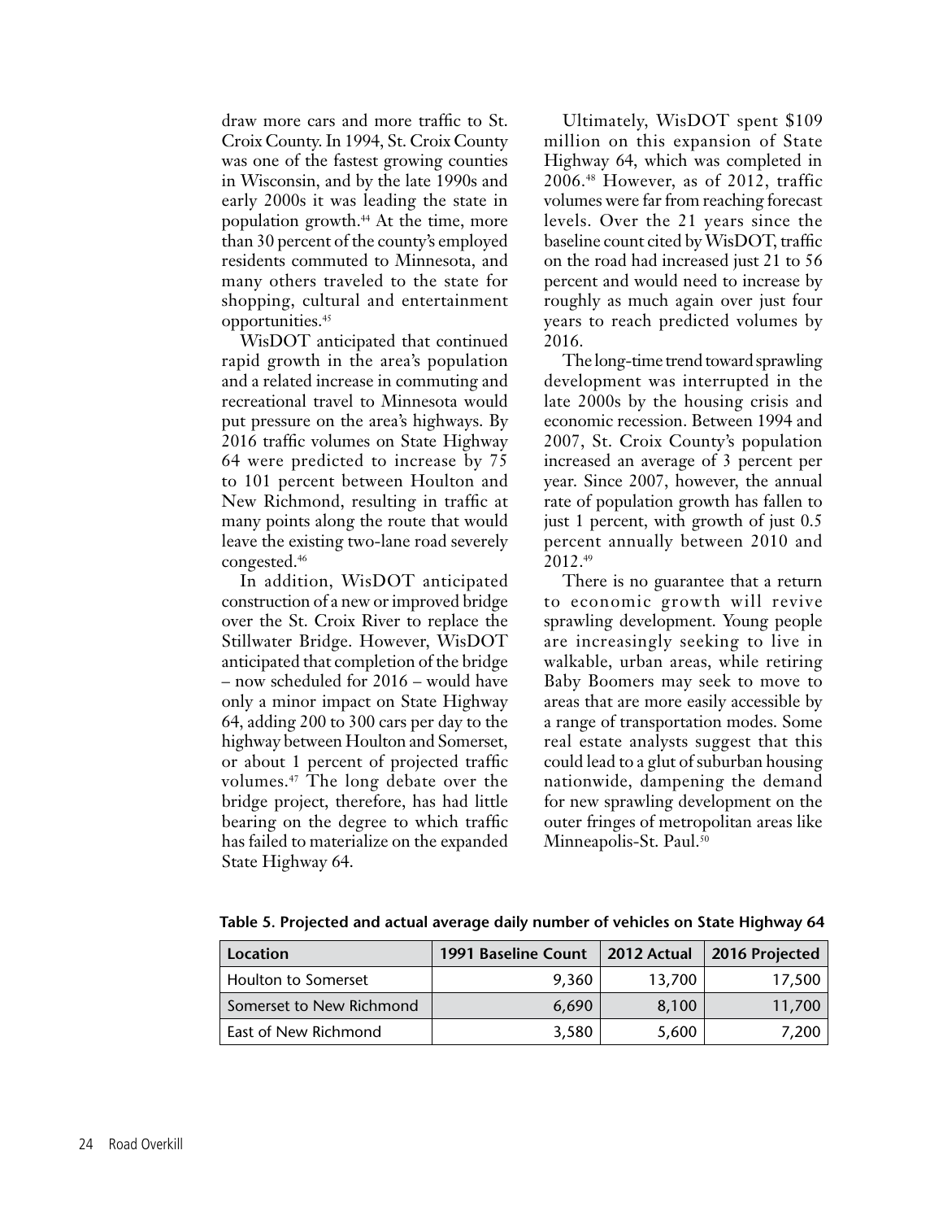draw more cars and more traffic to St. Croix County. In 1994, St. Croix County was one of the fastest growing counties in Wisconsin, and by the late 1990s and early 2000s it was leading the state in population growth.[44] At the time, more than 30 percent of the county's employed residents commuted to Minnesota, and many others traveled to the state for shopping, cultural and entertainment opportunities.[45]

WisDOT anticipated that continued rapid growth in the area's population and a related increase in commuting and recreational travel to Minnesota would put pressure on the area's highways. By 2016 traffic volumes on State Highway 64 were predicted to increase by 75 to 101 percent between Houlton and New Richmond, resulting in traffic at many points along the route that would leave the existing two-lane road severely congested.[46]

In addition, WisDOT anticipated construction of a new or improved bridge over the St. Croix River to replace the Stillwater Bridge. However, WisDOT anticipated that completion of the bridge – now scheduled for 2016 – would have only a minor impact on State Highway 64, adding 200 to 300 cars per day to the highway between Houlton and Somerset, or about 1 percent of projected traffic volumes.[47] The long debate over the bridge project, therefore, has had little bearing on the degree to which traffic has failed to materialize on the expanded State Highway 64.

Ultimately, WisDOT spent $109 million on this expansion of State Highway 64, which was completed in 2006.[48] However, as of 2012, traffic volumes were far from reaching forecast levels. Over the 21 years since the baseline count cited by WisDOT, traffic on the road had increased just 21 to 56 percent and would need to increase by roughly as much again over just four years to reach predicted volumes by 2016.

The long-time trend toward sprawling development was interrupted in the late 2000s by the housing crisis and economic recession. Between 1994 and 2007, St. Croix County's population increased an average of 3 percent per year. Since 2007, however, the annual rate of population growth has fallen to just 1 percent, with growth of just 0.5 percent annually between 2010 and 2012.[49]

There is no guarantee that a return to economic growth will revive sprawling development. Young people are increasingly seeking to live in walkable, urban areas, while retiring Baby Boomers may seek to move to areas that are more easily accessible by a range of transportation modes. Some real estate analysts suggest that this could lead to a glut of suburban housing nationwide, dampening the demand for new sprawling development on the outer fringes of metropolitan areas like Minneapolis-St. Paul.[50]

**Table 5. Projected and actual average daily number of vehicles on State Highway 64**

| Location | 1991 Baseline Count | 2012 Actual | 2016 Projected |
|---|---|---|---|
| Houlton to Somerset | 9,360 | 13,700 | 17,500 |
| Somerset to New Richmond | 6,690 | 8,100 | 11,700 |
| East of New Richmond | 3,580 | 5,600 | 7,200 |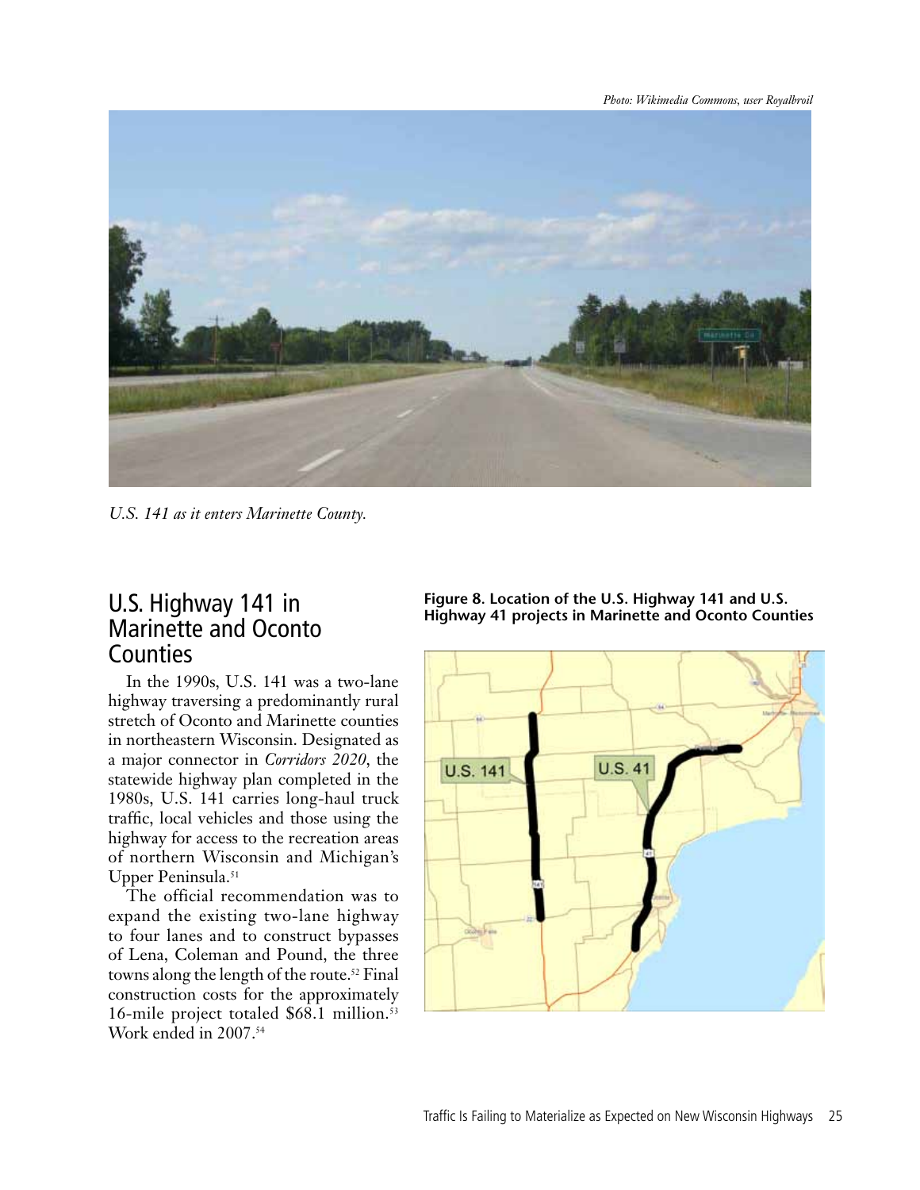Photo: Wikimedia Commons, user Royalbroil

*U.S. 141 as it enters Marinette County.*

## U.S. Highway 141 in Marinette and Oconto Counties

In the 1990s, U.S. 141 was a two-lane highway traversing a predominantly rural stretch of Oconto and Marinette counties in northeastern Wisconsin. Designated as a major connector in *Corridors 2020*, the statewide highway plan completed in the 1980s, U.S. 141 carries long-haul truck traffic, local vehicles and those using the highway for access to the recreation areas of northern Wisconsin and Michigan's Upper Peninsula.[51]

The official recommendation was to expand the existing two-lane highway to four lanes and to construct bypasses of Lena, Coleman and Pound, the three towns along the length of the route.[52] Final construction costs for the approximately 16-mile project totaled $68.1 million.[53] Work ended in 2007.[54]

**Figure 8. Location of the U.S. Highway 141 and U.S. Highway 41 projects in Marinette and Oconto Counties**

U.S. 141

U.S. 41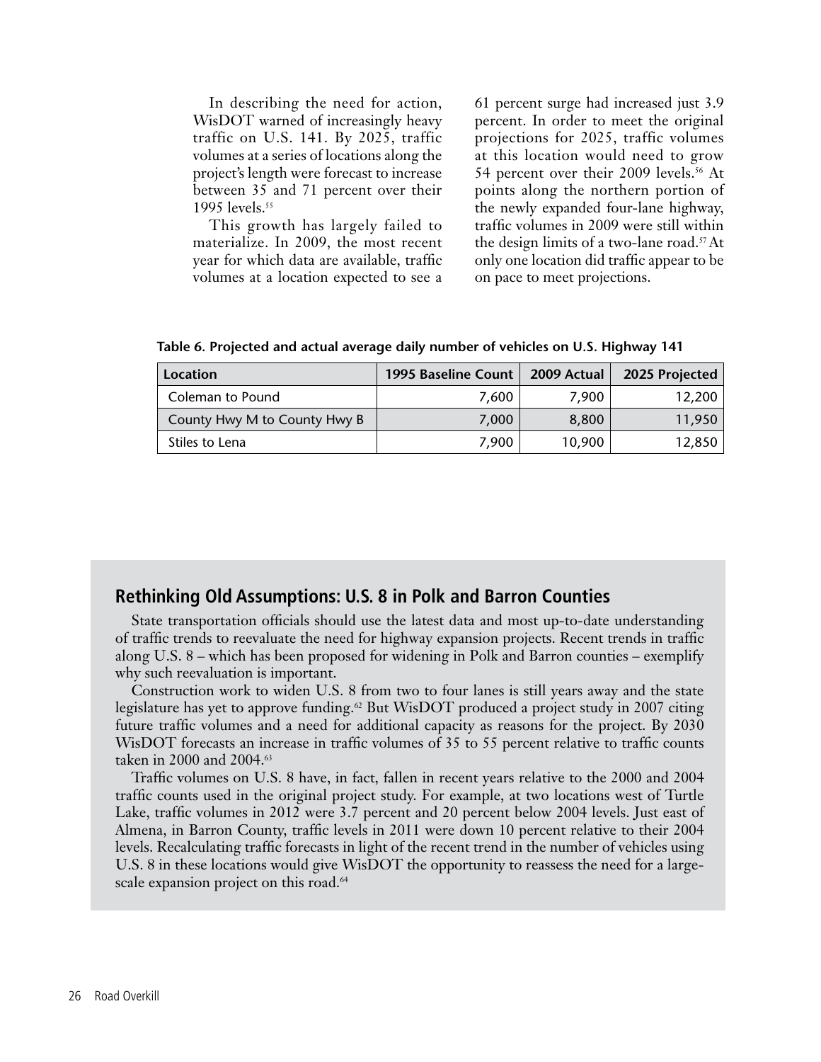In describing the need for action, WisDOT warned of increasingly heavy traffic on U.S. 141. By 2025, traffic volumes at a series of locations along the project's length were forecast to increase between 35 and 71 percent over their 1995 levels.[55]

This growth has largely failed to materialize. In 2009, the most recent year for which data are available, traffic volumes at a location expected to see a 61 percent surge had increased just 3.9 percent. In order to meet the original projections for 2025, traffic volumes at this location would need to grow 54 percent over their 2009 levels.[56] At points along the northern portion of the newly expanded four-lane highway, traffic volumes in 2009 were still within the design limits of a two-lane road.[57] At only one location did traffic appear to be on pace to meet projections.

**Table 6. Projected and actual average daily number of vehicles on U.S. Highway 141**

| Location | 1995 Baseline Count | 2009 Actual | 2025 Projected |
|---|---|---|---|
| Coleman to Pound | 7,600 | 7,900 | 12,200 |
| County Hwy M to County Hwy B | 7,000 | 8,800 | 11,950 |
| Stiles to Lena | 7,900 | 10,900 | 12,850 |

## Rethinking Old Assumptions: U.S. 8 in Polk and Barron Counties

State transportation officials should use the latest data and most up-to-date understanding of traffic trends to reevaluate the need for highway expansion projects. Recent trends in traffic along U.S. 8 – which has been proposed for widening in Polk and Barron counties – exemplify why such reevaluation is important.

Construction work to widen U.S. 8 from two to four lanes is still years away and the state legislature has yet to approve funding.[62] But WisDOT produced a project study in 2007 citing future traffic volumes and a need for additional capacity as reasons for the project. By 2030 WisDOT forecasts an increase in traffic volumes of 35 to 55 percent relative to traffic counts taken in 2000 and 2004.[63]

Traffic volumes on U.S. 8 have, in fact, fallen in recent years relative to the 2000 and 2004 traffic counts used in the original project study. For example, at two locations west of Turtle Lake, traffic volumes in 2012 were 3.7 percent and 20 percent below 2004 levels. Just east of Almena, in Barron County, traffic levels in 2011 were down 10 percent relative to their 2004 levels. Recalculating traffic forecasts in light of the recent trend in the number of vehicles using U.S. 8 in these locations would give WisDOT the opportunity to reassess the need for a large-scale expansion project on this road.[64]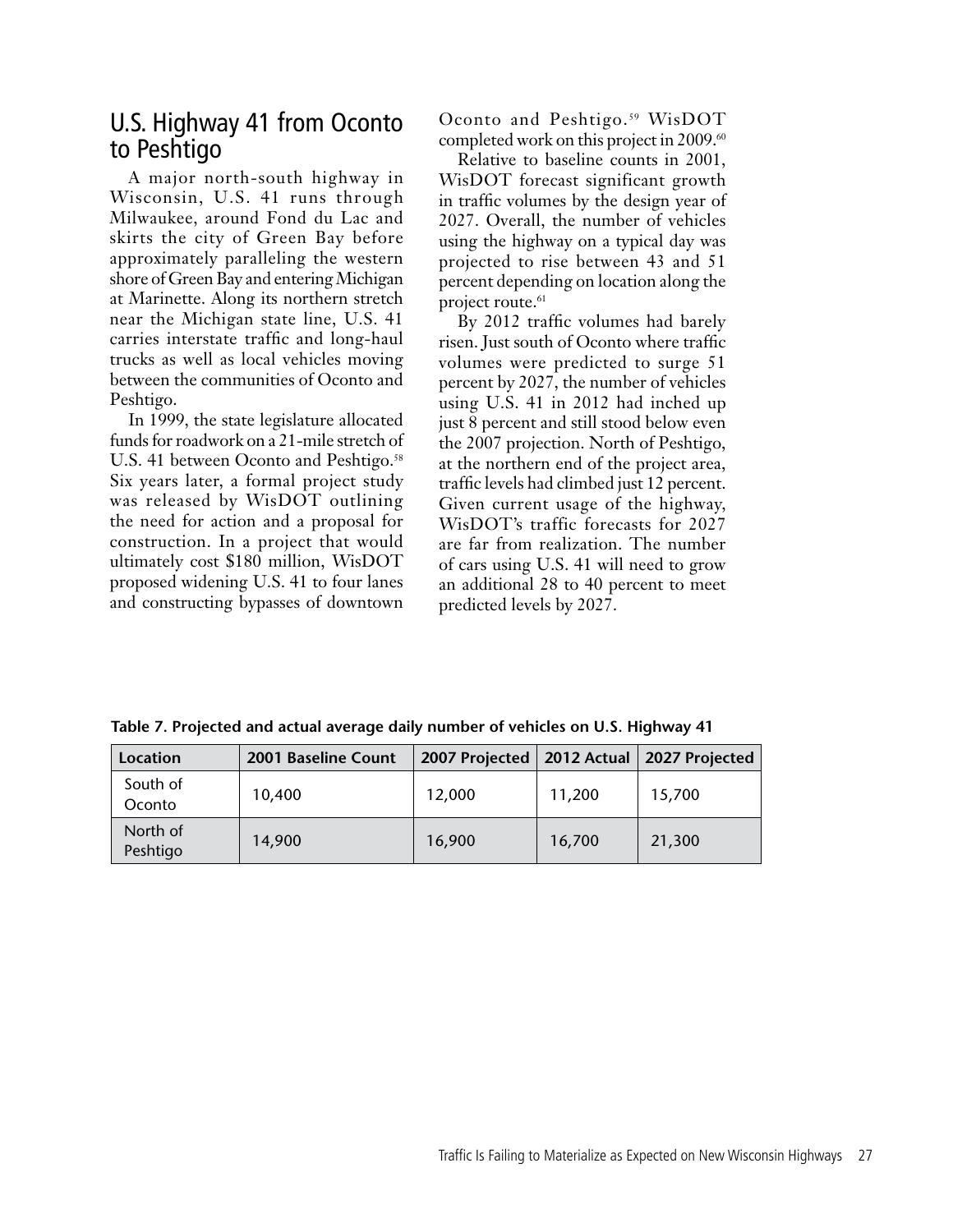## U.S. Highway 41 from Oconto to Peshtigo

A major north-south highway in Wisconsin, U.S. 41 runs through Milwaukee, around Fond du Lac and skirts the city of Green Bay before approximately paralleling the western shore of Green Bay and entering Michigan at Marinette. Along its northern stretch near the Michigan state line, U.S. 41 carries interstate traffic and long-haul trucks as well as local vehicles moving between the communities of Oconto and Peshtigo.

In 1999, the state legislature allocated funds for roadwork on a 21-mile stretch of U.S. 41 between Oconto and Peshtigo.[58] Six years later, a formal project study was released by WisDOT outlining the need for action and a proposal for construction. In a project that would ultimately cost $180 million, WisDOT proposed widening U.S. 41 to four lanes and constructing bypasses of downtown Oconto and Peshtigo.[59] WisDOT completed work on this project in 2009.[60]

Relative to baseline counts in 2001, WisDOT forecast significant growth in traffic volumes by the design year of 2027. Overall, the number of vehicles using the highway on a typical day was projected to rise between 43 and 51 percent depending on location along the project route.[61]

By 2012 traffic volumes had barely risen. Just south of Oconto where traffic volumes were predicted to surge 51 percent by 2027, the number of vehicles using U.S. 41 in 2012 had inched up just 8 percent and still stood below even the 2007 projection. North of Peshtigo, at the northern end of the project area, traffic levels had climbed just 12 percent. Given current usage of the highway, WisDOT's traffic forecasts for 2027 are far from realization. The number of cars using U.S. 41 will need to grow an additional 28 to 40 percent to meet predicted levels by 2027.

**Table 7. Projected and actual average daily number of vehicles on U.S. Highway 41**

| Location | 2001 Baseline Count | 2007 Projected | 2012 Actual | 2027 Projected |
|---|---|---|---|---|
| South of Oconto | 10,400 | 12,000 | 11,200 | 15,700 |
| North of Peshtigo | 14,900 | 16,900 | 16,700 | 21,300 |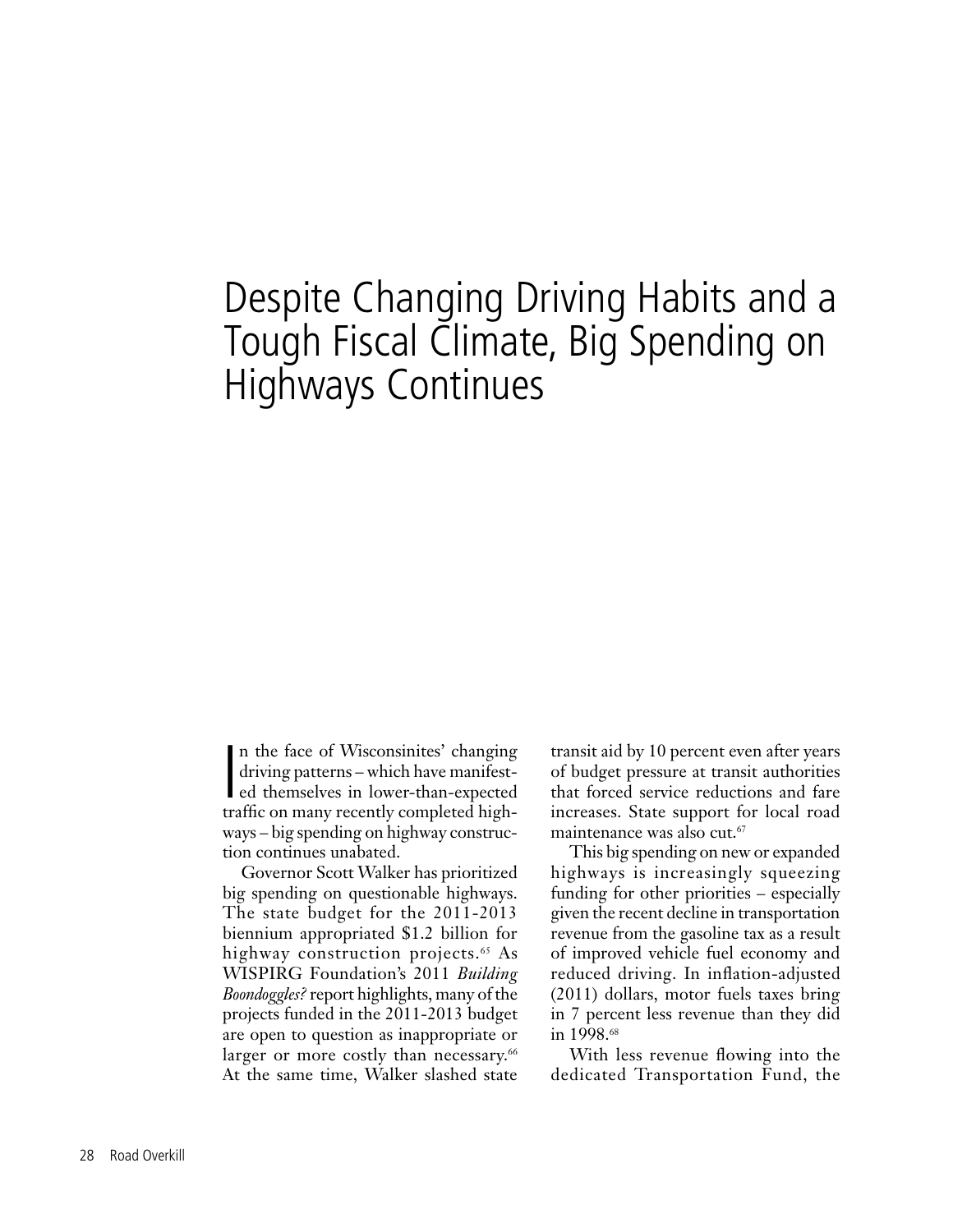# Despite Changing Driving Habits and a Tough Fiscal Climate, Big Spending on Highways Continues

In the face of Wisconsinites' changing driving patterns – which have manifested themselves in lower-than-expected traffic on many recently completed highways – big spending on highway construction continues unabated.

Governor Scott Walker has prioritized big spending on questionable highways. The state budget for the 2011-2013 biennium appropriated $1.2 billion for highway construction projects.[65] As WISPIRG Foundation's 2011 *Building Boondoggles?* report highlights, many of the projects funded in the 2011-2013 budget are open to question as inappropriate or larger or more costly than necessary.[66] At the same time, Walker slashed state transit aid by 10 percent even after years of budget pressure at transit authorities that forced service reductions and fare increases. State support for local road maintenance was also cut.[67]

This big spending on new or expanded highways is increasingly squeezing funding for other priorities – especially given the recent decline in transportation revenue from the gasoline tax as a result of improved vehicle fuel economy and reduced driving. In inflation-adjusted (2011) dollars, motor fuels taxes bring in 7 percent less revenue than they did in 1998.[68]

With less revenue flowing into the dedicated Transportation Fund, the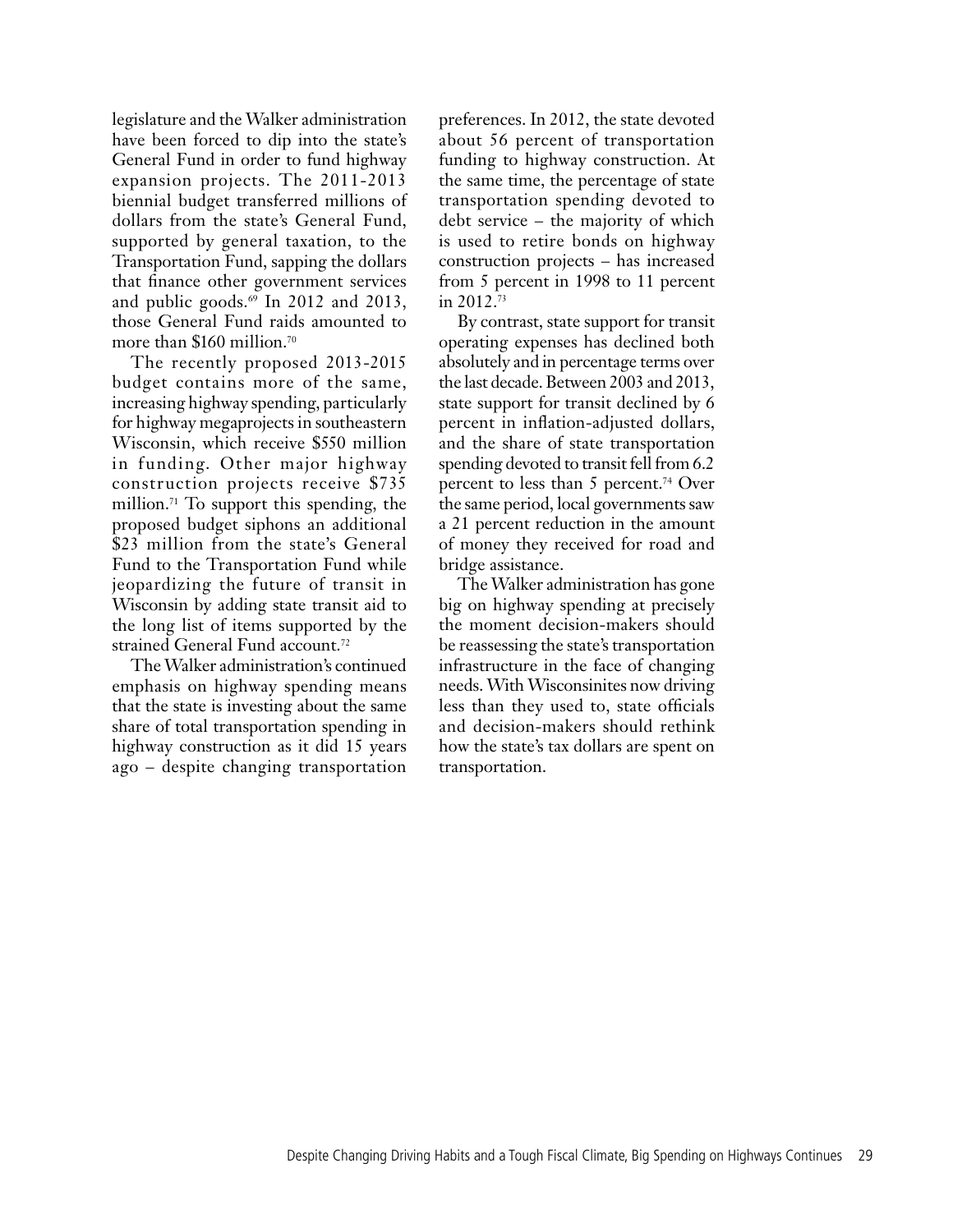legislature and the Walker administration have been forced to dip into the state's General Fund in order to fund highway expansion projects. The 2011-2013 biennial budget transferred millions of dollars from the state's General Fund, supported by general taxation, to the Transportation Fund, sapping the dollars that finance other government services and public goods.[69] In 2012 and 2013, those General Fund raids amounted to more than $160 million.[70]

The recently proposed 2013-2015 budget contains more of the same, increasing highway spending, particularly for highway megaprojects in southeastern Wisconsin, which receive $550 million in funding. Other major highway construction projects receive $735 million.[71] To support this spending, the proposed budget siphons an additional $23 million from the state's General Fund to the Transportation Fund while jeopardizing the future of transit in Wisconsin by adding state transit aid to the long list of items supported by the strained General Fund account.[72]

The Walker administration's continued emphasis on highway spending means that the state is investing about the same share of total transportation spending in highway construction as it did 15 years ago – despite changing transportation preferences. In 2012, the state devoted about 56 percent of transportation funding to highway construction. At the same time, the percentage of state transportation spending devoted to debt service – the majority of which is used to retire bonds on highway construction projects – has increased from 5 percent in 1998 to 11 percent in 2012.[73]

By contrast, state support for transit operating expenses has declined both absolutely and in percentage terms over the last decade. Between 2003 and 2013, state support for transit declined by 6 percent in inflation-adjusted dollars, and the share of state transportation spending devoted to transit fell from 6.2 percent to less than 5 percent.[74] Over the same period, local governments saw a 21 percent reduction in the amount of money they received for road and bridge assistance.

The Walker administration has gone big on highway spending at precisely the moment decision-makers should be reassessing the state's transportation infrastructure in the face of changing needs. With Wisconsinites now driving less than they used to, state officials and decision-makers should rethink how the state's tax dollars are spent on transportation.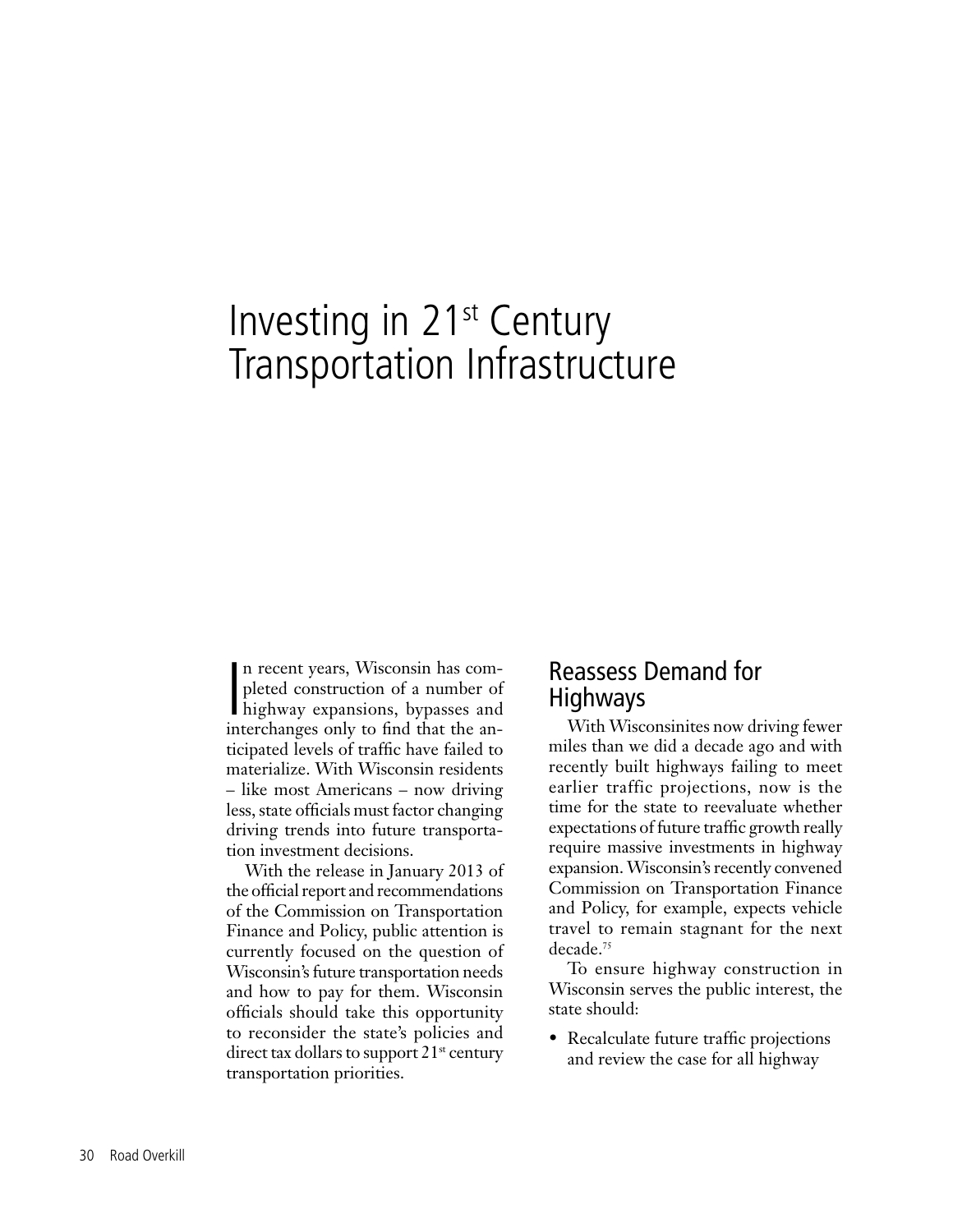# Investing in 21st Century Transportation Infrastructure

In recent years, Wisconsin has completed construction of a number of highway expansions, bypasses and interchanges only to find that the anticipated levels of traffic have failed to materialize. With Wisconsin residents – like most Americans – now driving less, state officials must factor changing driving trends into future transportation investment decisions.

With the release in January 2013 of the official report and recommendations of the Commission on Transportation Finance and Policy, public attention is currently focused on the question of Wisconsin's future transportation needs and how to pay for them. Wisconsin officials should take this opportunity to reconsider the state's policies and direct tax dollars to support 21st century transportation priorities.

## Reassess Demand for Highways

With Wisconsinites now driving fewer miles than we did a decade ago and with recently built highways failing to meet earlier traffic projections, now is the time for the state to reevaluate whether expectations of future traffic growth really require massive investments in highway expansion. Wisconsin's recently convened Commission on Transportation Finance and Policy, for example, expects vehicle travel to remain stagnant for the next decade.[75]

To ensure highway construction in Wisconsin serves the public interest, the state should:

- Recalculate future traffic projections and review the case for all highway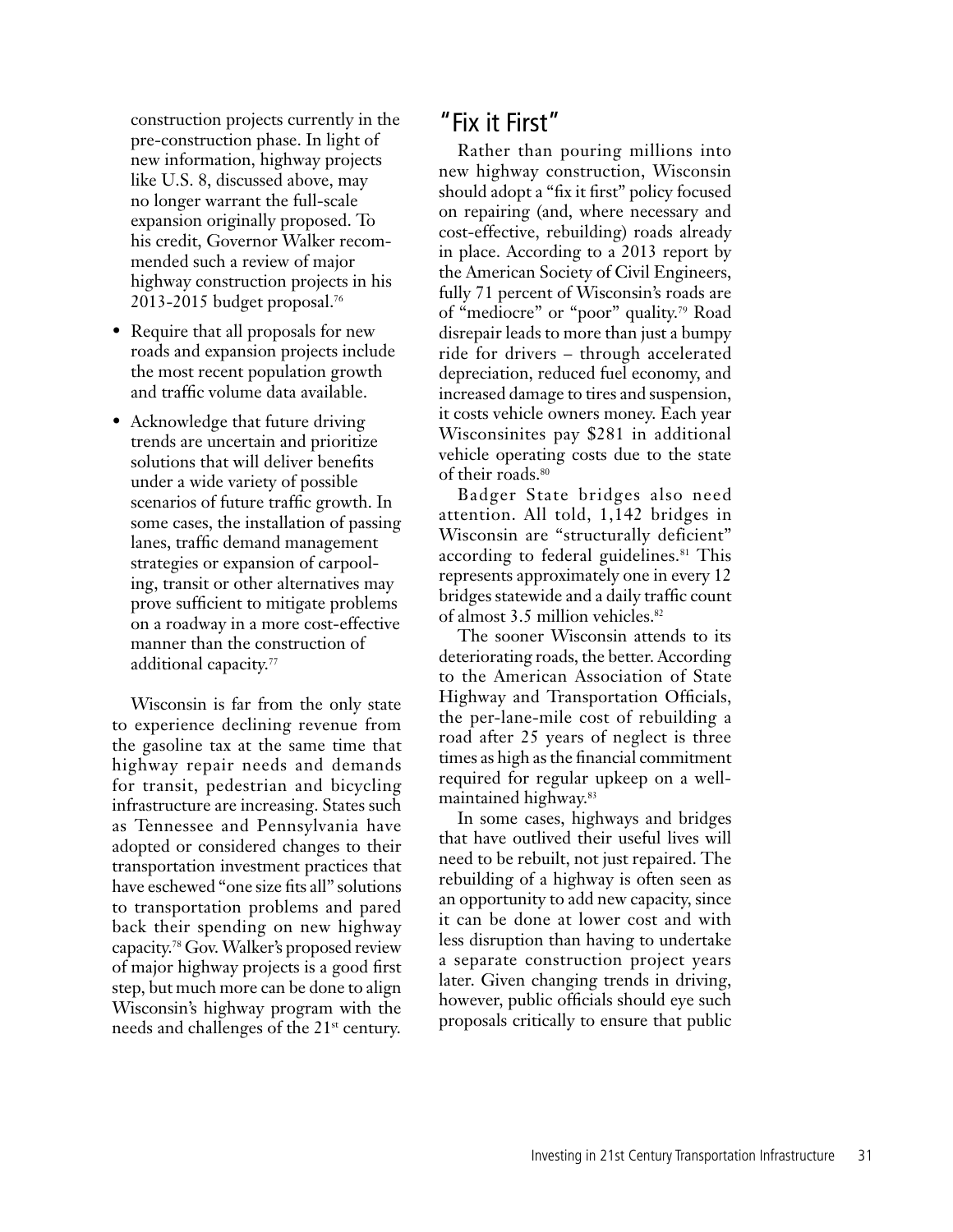construction projects currently in the pre-construction phase. In light of new information, highway projects like U.S. 8, discussed above, may no longer warrant the full-scale expansion originally proposed. To his credit, Governor Walker recommended such a review of major highway construction projects in his 2013-2015 budget proposal.[76]

- Require that all proposals for new roads and expansion projects include the most recent population growth and traffic volume data available.
- Acknowledge that future driving trends are uncertain and prioritize solutions that will deliver benefits under a wide variety of possible scenarios of future traffic growth. In some cases, the installation of passing lanes, traffic demand management strategies or expansion of carpooling, transit or other alternatives may prove sufficient to mitigate problems on a roadway in a more cost-effective manner than the construction of additional capacity.[77]

Wisconsin is far from the only state to experience declining revenue from the gasoline tax at the same time that highway repair needs and demands for transit, pedestrian and bicycling infrastructure are increasing. States such as Tennessee and Pennsylvania have adopted or considered changes to their transportation investment practices that have eschewed "one size fits all" solutions to transportation problems and pared back their spending on new highway capacity.[78] Gov. Walker's proposed review of major highway projects is a good first step, but much more can be done to align Wisconsin's highway program with the needs and challenges of the 21st century.

## "Fix it First"

Rather than pouring millions into new highway construction, Wisconsin should adopt a "fix it first" policy focused on repairing (and, where necessary and cost-effective, rebuilding) roads already in place. According to a 2013 report by the American Society of Civil Engineers, fully 71 percent of Wisconsin's roads are of "mediocre" or "poor" quality.[79] Road disrepair leads to more than just a bumpy ride for drivers – through accelerated depreciation, reduced fuel economy, and increased damage to tires and suspension, it costs vehicle owners money. Each year Wisconsinites pay $281 in additional vehicle operating costs due to the state of their roads.[80]

Badger State bridges also need attention. All told, 1,142 bridges in Wisconsin are "structurally deficient" according to federal guidelines.[81] This represents approximately one in every 12 bridges statewide and a daily traffic count of almost 3.5 million vehicles.[82]

The sooner Wisconsin attends to its deteriorating roads, the better. According to the American Association of State Highway and Transportation Officials, the per-lane-mile cost of rebuilding a road after 25 years of neglect is three times as high as the financial commitment required for regular upkeep on a well-maintained highway.[83]

In some cases, highways and bridges that have outlived their useful lives will need to be rebuilt, not just repaired. The rebuilding of a highway is often seen as an opportunity to add new capacity, since it can be done at lower cost and with less disruption than having to undertake a separate construction project years later. Given changing trends in driving, however, public officials should eye such proposals critically to ensure that public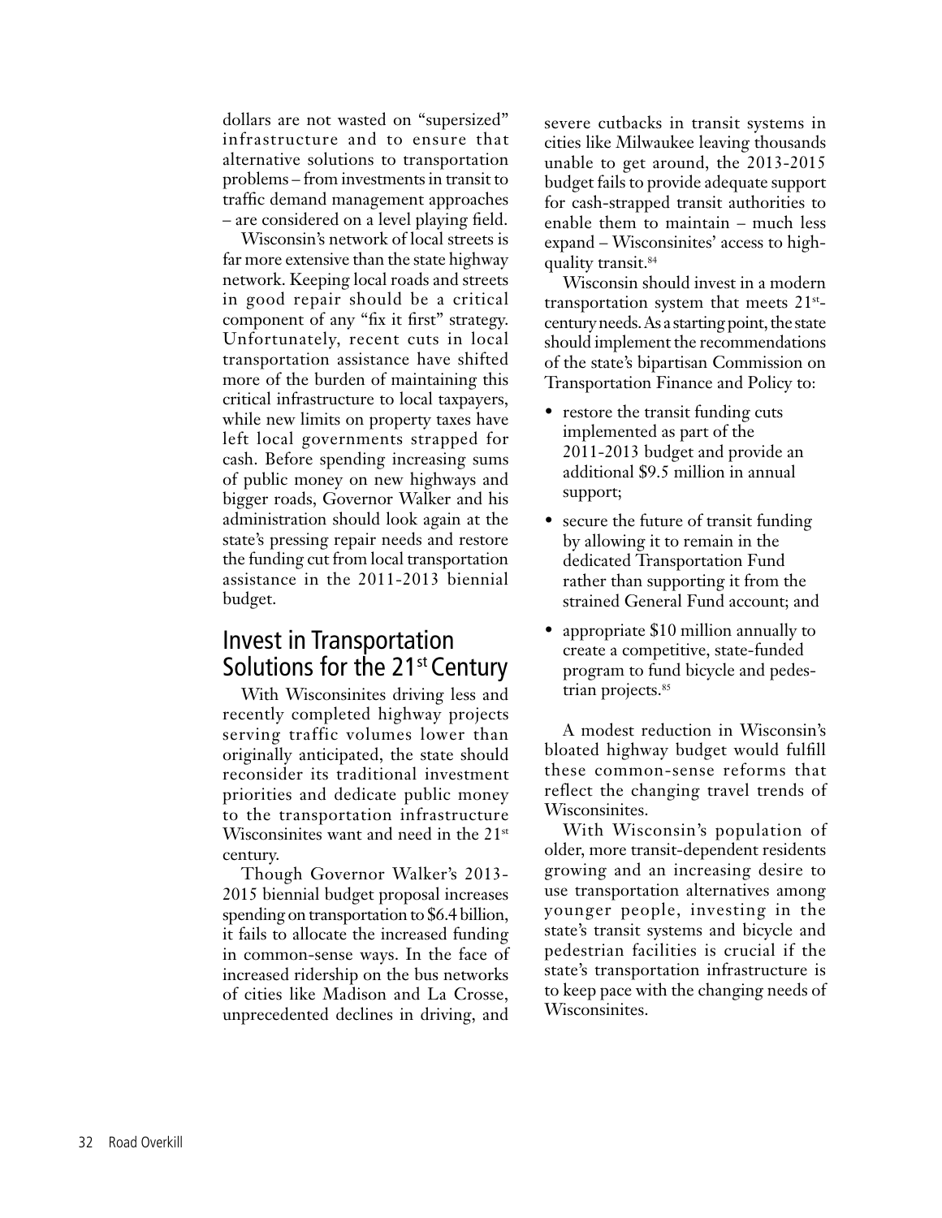dollars are not wasted on "supersized" infrastructure and to ensure that alternative solutions to transportation problems – from investments in transit to traffic demand management approaches – are considered on a level playing field.

Wisconsin's network of local streets is far more extensive than the state highway network. Keeping local roads and streets in good repair should be a critical component of any "fix it first" strategy. Unfortunately, recent cuts in local transportation assistance have shifted more of the burden of maintaining this critical infrastructure to local taxpayers, while new limits on property taxes have left local governments strapped for cash. Before spending increasing sums of public money on new highways and bigger roads, Governor Walker and his administration should look again at the state's pressing repair needs and restore the funding cut from local transportation assistance in the 2011-2013 biennial budget.

## Invest in Transportation Solutions for the 21st Century

With Wisconsinites driving less and recently completed highway projects serving traffic volumes lower than originally anticipated, the state should reconsider its traditional investment priorities and dedicate public money to the transportation infrastructure Wisconsinites want and need in the 21st century.

Though Governor Walker's 2013-2015 biennial budget proposal increases spending on transportation to $6.4 billion, it fails to allocate the increased funding in common-sense ways. In the face of increased ridership on the bus networks of cities like Madison and La Crosse, unprecedented declines in driving, and severe cutbacks in transit systems in cities like Milwaukee leaving thousands unable to get around, the 2013-2015 budget fails to provide adequate support for cash-strapped transit authorities to enable them to maintain – much less expand – Wisconsinites' access to high-quality transit.[84]

Wisconsin should invest in a modern transportation system that meets 21st-century needs. As a starting point, the state should implement the recommendations of the state's bipartisan Commission on Transportation Finance and Policy to:

- restore the transit funding cuts implemented as part of the 2011-2013 budget and provide an additional $9.5 million in annual support;
- secure the future of transit funding by allowing it to remain in the dedicated Transportation Fund rather than supporting it from the strained General Fund account; and
- appropriate $10 million annually to create a competitive, state-funded program to fund bicycle and pedestrian projects.[85]

A modest reduction in Wisconsin's bloated highway budget would fulfill these common-sense reforms that reflect the changing travel trends of Wisconsinites.

With Wisconsin's population of older, more transit-dependent residents growing and an increasing desire to use transportation alternatives among younger people, investing in the state's transit systems and bicycle and pedestrian facilities is crucial if the state's transportation infrastructure is to keep pace with the changing needs of Wisconsinites.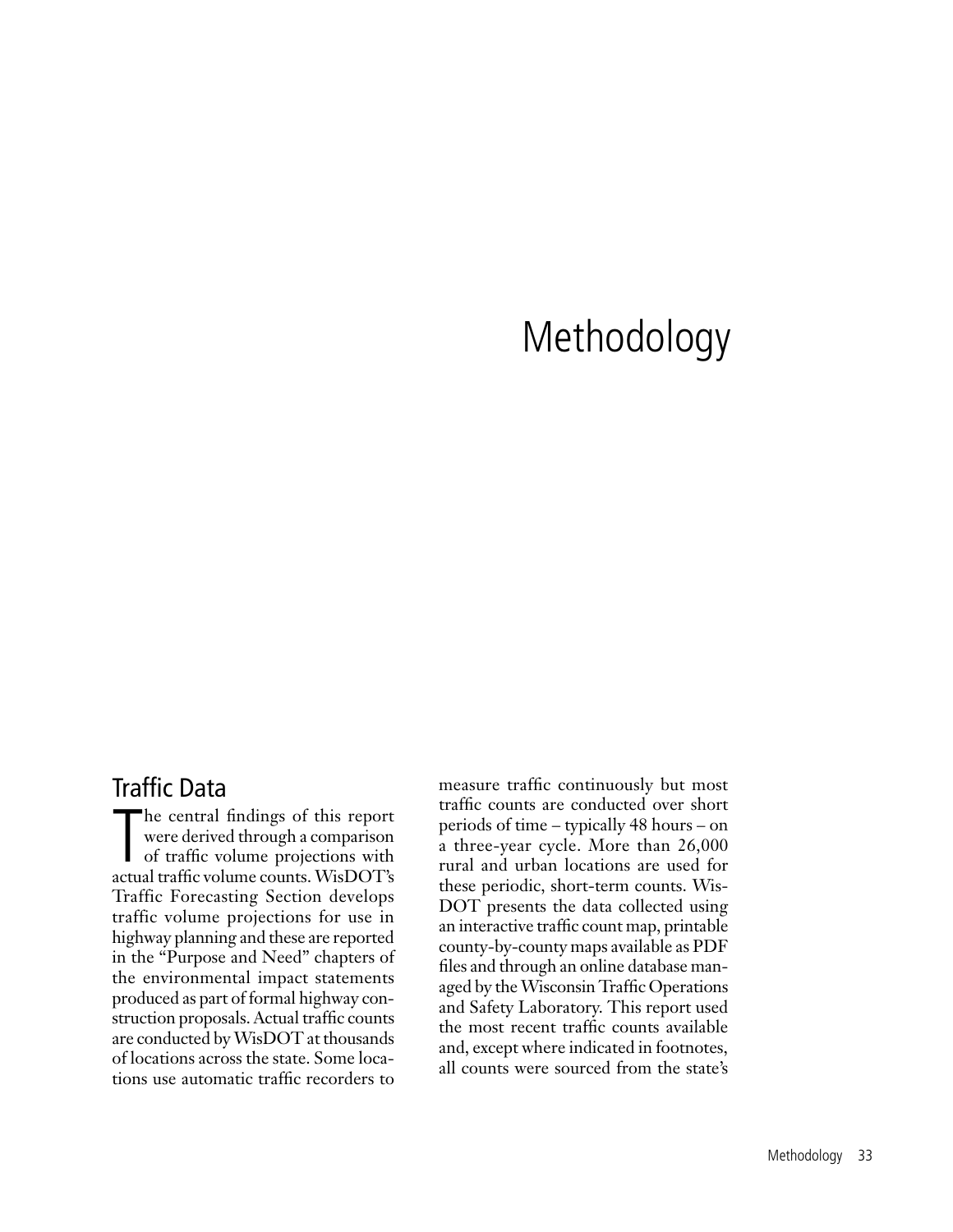# Methodology

## Traffic Data

The central findings of this report were derived through a comparison of traffic volume projections with actual traffic volume counts. WisDOT's Traffic Forecasting Section develops traffic volume projections for use in highway planning and these are reported in the "Purpose and Need" chapters of the environmental impact statements produced as part of formal highway construction proposals. Actual traffic counts are conducted by WisDOT at thousands of locations across the state. Some locations use automatic traffic recorders to measure traffic continuously but most traffic counts are conducted over short periods of time – typically 48 hours – on a three-year cycle. More than 26,000 rural and urban locations are used for these periodic, short-term counts. WisDOT presents the data collected using an interactive traffic count map, printable county-by-county maps available as PDF files and through an online database managed by the Wisconsin Traffic Operations and Safety Laboratory. This report used the most recent traffic counts available and, except where indicated in footnotes, all counts were sourced from the state's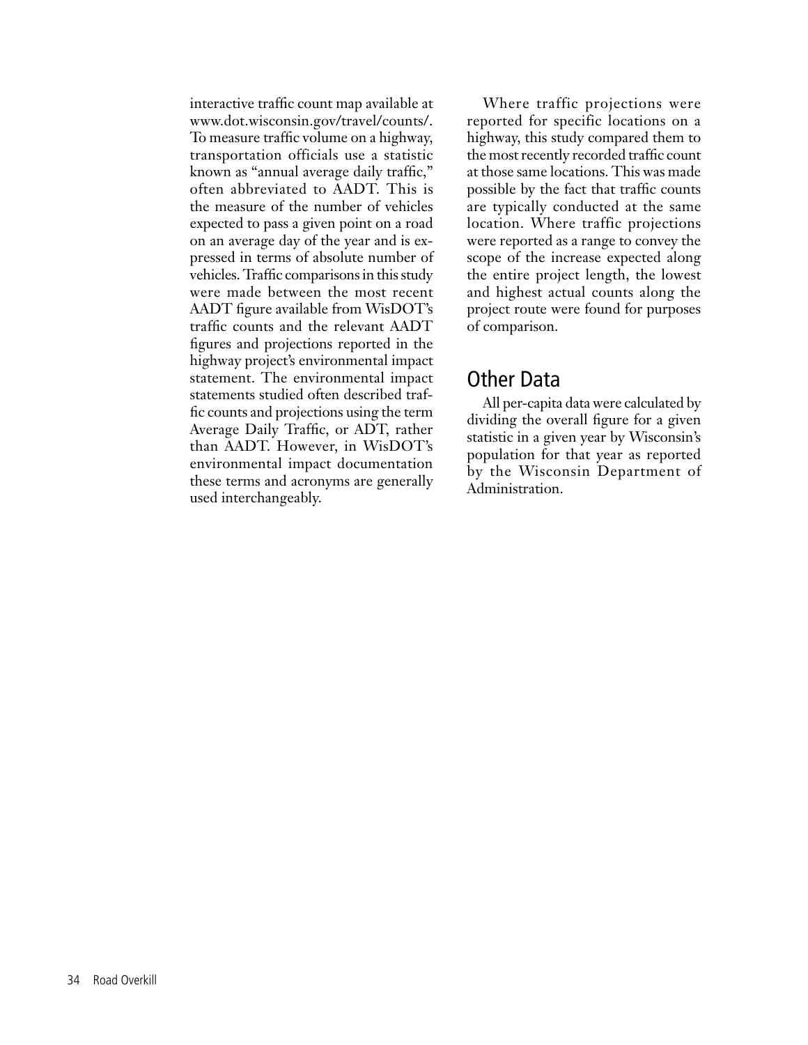interactive traffic count map available at www.dot.wisconsin.gov/travel/counts/. To measure traffic volume on a highway, transportation officials use a statistic known as "annual average daily traffic," often abbreviated to AADT. This is the measure of the number of vehicles expected to pass a given point on a road on an average day of the year and is expressed in terms of absolute number of vehicles. Traffic comparisons in this study were made between the most recent AADT figure available from WisDOT's traffic counts and the relevant AADT figures and projections reported in the highway project's environmental impact statement. The environmental impact statements studied often described traffic counts and projections using the term Average Daily Traffic, or ADT, rather than AADT. However, in WisDOT's environmental impact documentation these terms and acronyms are generally used interchangeably.

Where traffic projections were reported for specific locations on a highway, this study compared them to the most recently recorded traffic count at those same locations. This was made possible by the fact that traffic counts are typically conducted at the same location. Where traffic projections were reported as a range to convey the scope of the increase expected along the entire project length, the lowest and highest actual counts along the project route were found for purposes of comparison.

## Other Data

All per-capita data were calculated by dividing the overall figure for a given statistic in a given year by Wisconsin's population for that year as reported by the Wisconsin Department of Administration.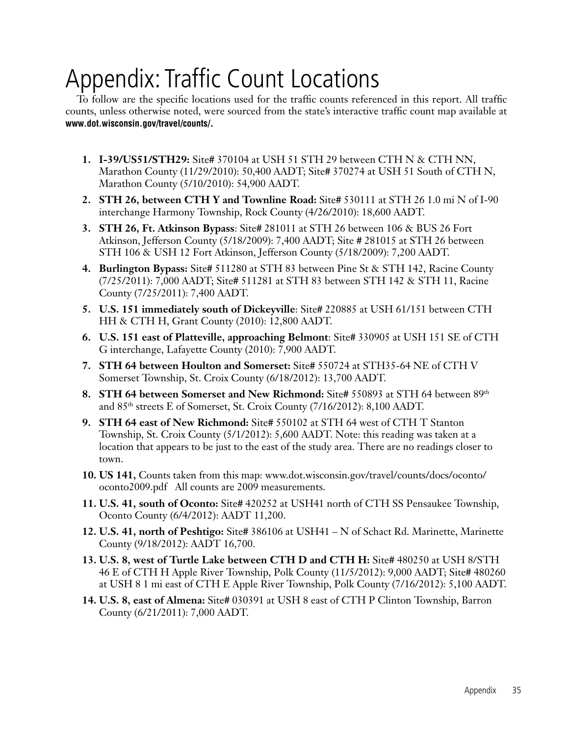# Appendix: Traffic Count Locations

To follow are the specific locations used for the traffic counts referenced in this report. All traffic counts, unless otherwise noted, were sourced from the state's interactive traffic count map available at **www.dot.wisconsin.gov/travel/counts/.**

1. **I-39/US51/STH29:** Site# 370104 at USH 51 STH 29 between CTH N & CTH NN, Marathon County (11/29/2010): 50,400 AADT; Site# 370274 at USH 51 South of CTH N, Marathon County (5/10/2010): 54,900 AADT.
2. **STH 26, between CTH Y and Townline Road:** Site# 530111 at STH 26 1.0 mi N of I-90 interchange Harmony Township, Rock County (4/26/2010): 18,600 AADT.
3. **STH 26, Ft. Atkinson Bypass**: Site# 281011 at STH 26 between 106 & BUS 26 Fort Atkinson, Jefferson County (5/18/2009): 7,400 AADT; Site # 281015 at STH 26 between STH 106 & USH 12 Fort Atkinson, Jefferson County (5/18/2009): 7,200 AADT.
4. **Burlington Bypass:** Site# 511280 at STH 83 between Pine St & STH 142, Racine County (7/25/2011): 7,000 AADT; Site# 511281 at STH 83 between STH 142 & STH 11, Racine County (7/25/2011): 7,400 AADT.
5. **U.S. 151 immediately south of Dickeyville**: Site# 220885 at USH 61/151 between CTH HH & CTH H, Grant County (2010): 12,800 AADT.
6. **U.S. 151 east of Platteville, approaching Belmont**: Site# 330905 at USH 151 SE of CTH G interchange, Lafayette County (2010): 7,900 AADT.
7. **STH 64 between Houlton and Somerset:** Site# 550724 at STH35-64 NE of CTH V Somerset Township, St. Croix County (6/18/2012): 13,700 AADT.
8. **STH 64 between Somerset and New Richmond:** Site# 550893 at STH 64 between 89th and 85th streets E of Somerset, St. Croix County (7/16/2012): 8,100 AADT.
9. **STH 64 east of New Richmond:** Site# 550102 at STH 64 west of CTH T Stanton Township, St. Croix County (5/1/2012): 5,600 AADT. Note: this reading was taken at a location that appears to be just to the east of the study area. There are no readings closer to town.
10. **US 141,** Counts taken from this map: www.dot.wisconsin.gov/travel/counts/docs/oconto/oconto2009.pdf All counts are 2009 measurements.
11. **U.S. 41, south of Oconto:** Site# 420252 at USH41 north of CTH SS Pensaukee Township, Oconto County (6/4/2012): AADT 11,200.
12. **U.S. 41, north of Peshtigo:** Site# 386106 at USH41 – N of Schact Rd. Marinette, Marinette County (9/18/2012): AADT 16,700.
13. **U.S. 8, west of Turtle Lake between CTH D and CTH H:** Site# 480250 at USH 8/STH 46 E of CTH H Apple River Township, Polk County (11/5/2012): 9,000 AADT; Site# 480260 at USH 8 1 mi east of CTH E Apple River Township, Polk County (7/16/2012): 5,100 AADT.
14. **U.S. 8, east of Almena:** Site# 030391 at USH 8 east of CTH P Clinton Township, Barron County (6/21/2011): 7,000 AADT.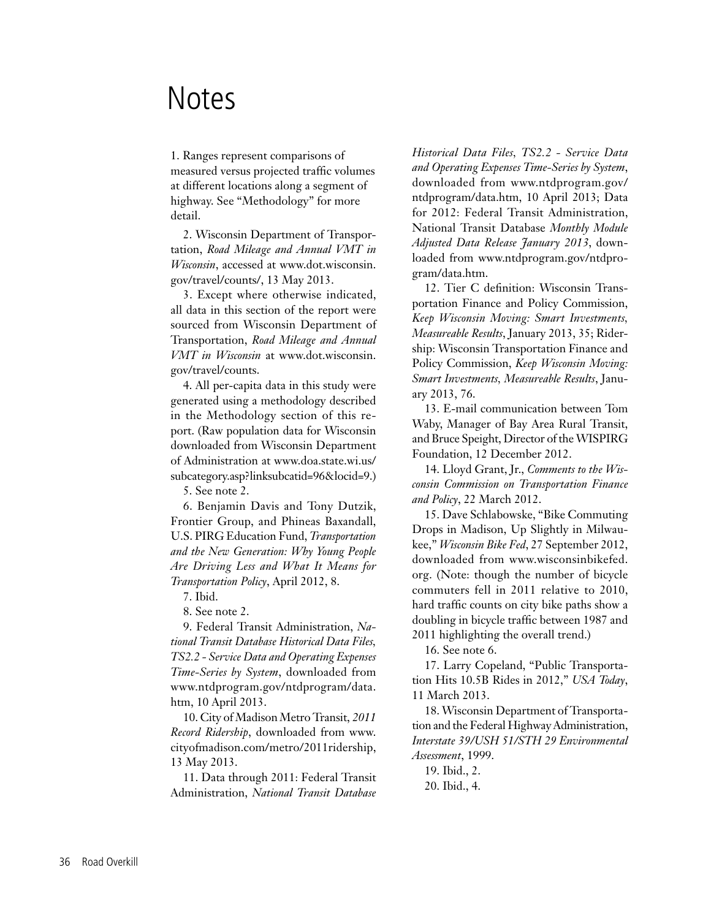# Notes

1. Ranges represent comparisons of measured versus projected traffic volumes at different locations along a segment of highway. See "Methodology" for more detail.

2. Wisconsin Department of Transportation, *Road Mileage and Annual VMT in Wisconsin*, accessed at www.dot.wisconsin.gov/travel/counts/, 13 May 2013.

3. Except where otherwise indicated, all data in this section of the report were sourced from Wisconsin Department of Transportation, *Road Mileage and Annual VMT in Wisconsin* at www.dot.wisconsin.gov/travel/counts.

4. All per-capita data in this study were generated using a methodology described in the Methodology section of this report. (Raw population data for Wisconsin downloaded from Wisconsin Department of Administration at www.doa.state.wi.us/subcategory.asp?linksubcatid=96&locid=9.)

5. See note 2.

6. Benjamin Davis and Tony Dutzik, Frontier Group, and Phineas Baxandall, U.S. PIRG Education Fund, *Transportation and the New Generation: Why Young People Are Driving Less and What It Means for Transportation Policy*, April 2012, 8.

7. Ibid.

8. See note 2.

9. Federal Transit Administration, *National Transit Database Historical Data Files, TS2.2 - Service Data and Operating Expenses Time-Series by System*, downloaded from www.ntdprogram.gov/ntdprogram/data.htm, 10 April 2013.

10. City of Madison Metro Transit, *2011 Record Ridership*, downloaded from www.cityofmadison.com/metro/2011ridership, 13 May 2013.

11. Data through 2011: Federal Transit Administration, *National Transit Database Historical Data Files, TS2.2 - Service Data and Operating Expenses Time-Series by System*, downloaded from www.ntdprogram.gov/ntdprogram/data.htm, 10 April 2013; Data for 2012: Federal Transit Administration, National Transit Database *Monthly Module Adjusted Data Release January 2013*, downloaded from www.ntdprogram.gov/ntdprogram/data.htm.

12. Tier C definition: Wisconsin Transportation Finance and Policy Commission, *Keep Wisconsin Moving: Smart Investments, Measureable Results*, January 2013, 35; Ridership: Wisconsin Transportation Finance and Policy Commission, *Keep Wisconsin Moving: Smart Investments, Measureable Results*, January 2013, 76.

13. E-mail communication between Tom Waby, Manager of Bay Area Rural Transit, and Bruce Speight, Director of the WISPIRG Foundation, 12 December 2012.

14. Lloyd Grant, Jr., *Comments to the Wisconsin Commission on Transportation Finance and Policy*, 22 March 2012.

15. Dave Schlabowske, "Bike Commuting Drops in Madison, Up Slightly in Milwaukee," *Wisconsin Bike Fed*, 27 September 2012, downloaded from www.wisconsinbikefed.org. (Note: though the number of bicycle commuters fell in 2011 relative to 2010, hard traffic counts on city bike paths show a doubling in bicycle traffic between 1987 and 2011 highlighting the overall trend.)

16. See note 6.

17. Larry Copeland, "Public Transportation Hits 10.5B Rides in 2012," *USA Today*, 11 March 2013.

18. Wisconsin Department of Transportation and the Federal Highway Administration, *Interstate 39/USH 51/STH 29 Environmental Assessment*, 1999.

19. Ibid., 2.

20. Ibid., 4.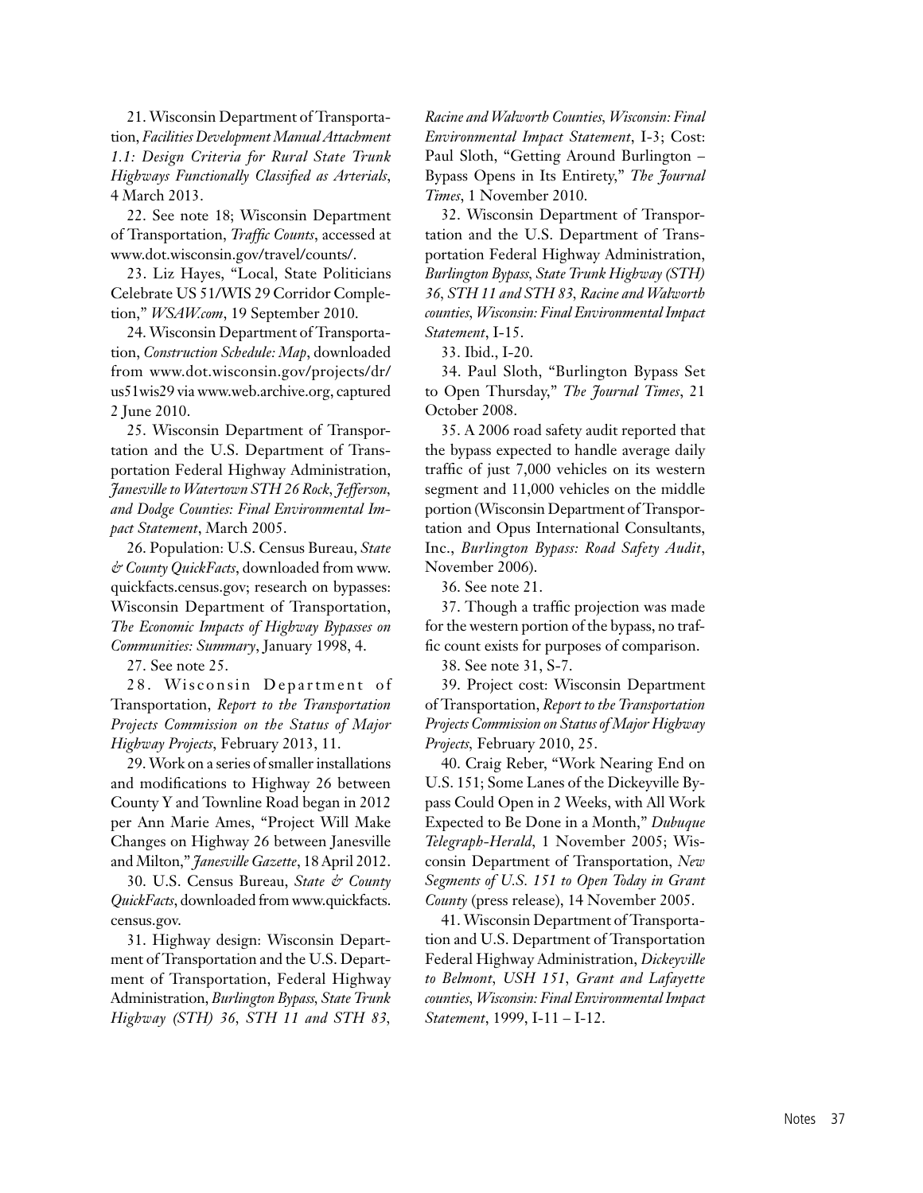21. Wisconsin Department of Transportation, *Facilities Development Manual Attachment 1.1: Design Criteria for Rural State Trunk Highways Functionally Classified as Arterials*, 4 March 2013.

22. See note 18; Wisconsin Department of Transportation, *Traffic Counts*, accessed at www.dot.wisconsin.gov/travel/counts/.

23. Liz Hayes, "Local, State Politicians Celebrate US 51/WIS 29 Corridor Completion," *WSAW.com*, 19 September 2010.

24. Wisconsin Department of Transportation, *Construction Schedule: Map*, downloaded from www.dot.wisconsin.gov/projects/dr/us51wis29 via www.web.archive.org, captured 2 June 2010.

25. Wisconsin Department of Transportation and the U.S. Department of Transportation Federal Highway Administration, *Janesville to Watertown STH 26 Rock, Jefferson, and Dodge Counties: Final Environmental Impact Statement*, March 2005.

26. Population: U.S. Census Bureau, *State & County QuickFacts*, downloaded from www.quickfacts.census.gov; research on bypasses: Wisconsin Department of Transportation, *The Economic Impacts of Highway Bypasses on Communities: Summary*, January 1998, 4.

27. See note 25.

28. Wisconsin Department of Transportation, *Report to the Transportation Projects Commission on the Status of Major Highway Projects*, February 2013, 11.

29. Work on a series of smaller installations and modifications to Highway 26 between County Y and Townline Road began in 2012 per Ann Marie Ames, "Project Will Make Changes on Highway 26 between Janesville and Milton," *Janesville Gazette*, 18 April 2012.

30. U.S. Census Bureau, *State & County QuickFacts*, downloaded from www.quickfacts.census.gov.

31. Highway design: Wisconsin Department of Transportation and the U.S. Department of Transportation, Federal Highway Administration, *Burlington Bypass, State Trunk Highway (STH) 36, STH 11 and STH 83, Racine and Walworth Counties, Wisconsin: Final Environmental Impact Statement*, I-3; Cost: Paul Sloth, "Getting Around Burlington – Bypass Opens in Its Entirety," *The Journal Times*, 1 November 2010.

32. Wisconsin Department of Transportation and the U.S. Department of Transportation Federal Highway Administration, *Burlington Bypass, State Trunk Highway (STH) 36, STH 11 and STH 83, Racine and Walworth counties, Wisconsin: Final Environmental Impact Statement*, I-15.

33. Ibid., I-20.

34. Paul Sloth, "Burlington Bypass Set to Open Thursday," *The Journal Times*, 21 October 2008.

35. A 2006 road safety audit reported that the bypass expected to handle average daily traffic of just 7,000 vehicles on its western segment and 11,000 vehicles on the middle portion (Wisconsin Department of Transportation and Opus International Consultants, Inc., *Burlington Bypass: Road Safety Audit*, November 2006).

36. See note 21.

37. Though a traffic projection was made for the western portion of the bypass, no traffic count exists for purposes of comparison.

38. See note 31, S-7.

39. Project cost: Wisconsin Department of Transportation, *Report to the Transportation Projects Commission on Status of Major Highway Projects*, February 2010, 25.

40. Craig Reber, "Work Nearing End on U.S. 151; Some Lanes of the Dickeyville Bypass Could Open in 2 Weeks, with All Work Expected to Be Done in a Month," *Dubuque Telegraph-Herald*, 1 November 2005; Wisconsin Department of Transportation, *New Segments of U.S. 151 to Open Today in Grant County* (press release), 14 November 2005.

41. Wisconsin Department of Transportation and U.S. Department of Transportation Federal Highway Administration, *Dickeyville to Belmont, USH 151, Grant and Lafayette counties, Wisconsin: Final Environmental Impact Statement*, 1999, I-11 – I-12.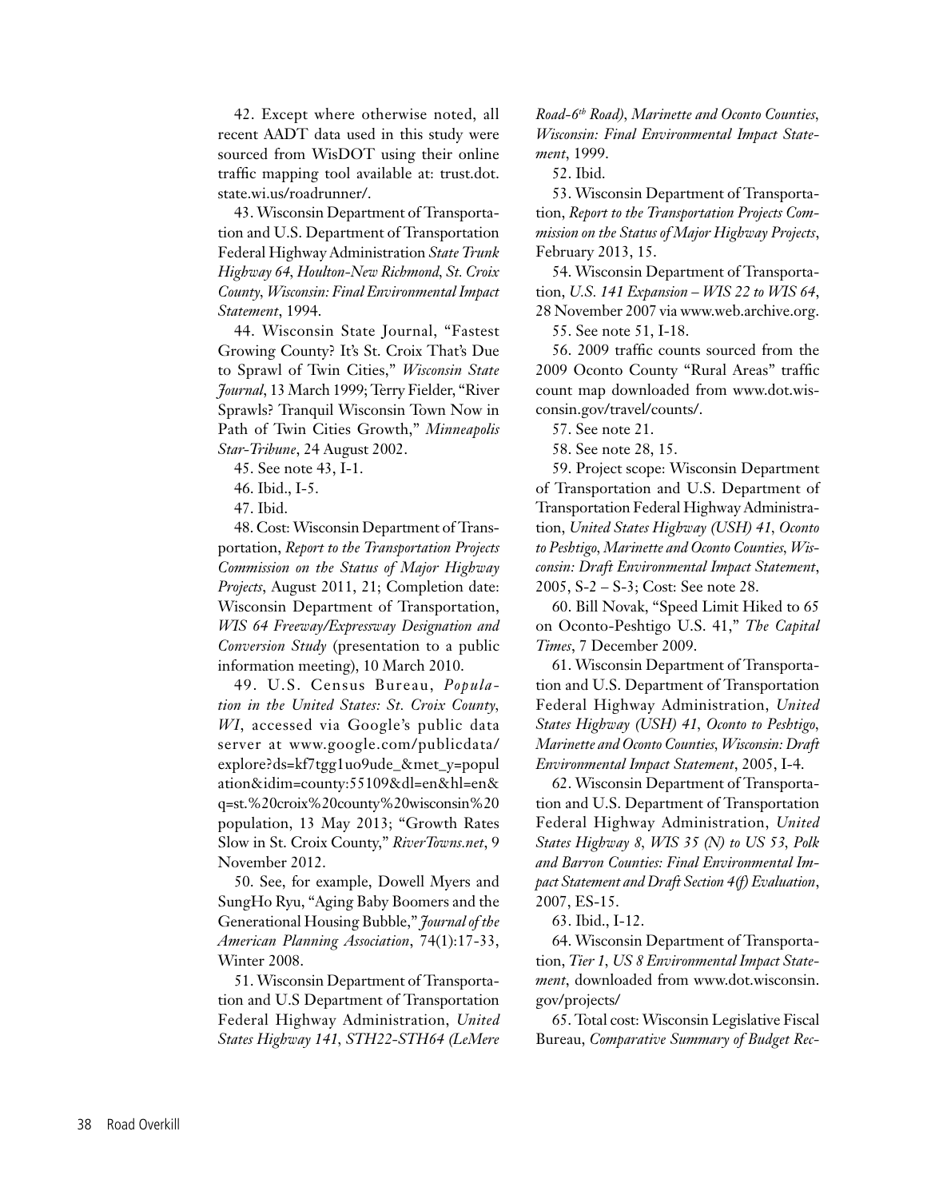42. Except where otherwise noted, all recent AADT data used in this study were sourced from WisDOT using their online traffic mapping tool available at: trust.dot.state.wi.us/roadrunner/.

43. Wisconsin Department of Transportation and U.S. Department of Transportation Federal Highway Administration *State Trunk Highway 64, Houlton-New Richmond, St. Croix County, Wisconsin: Final Environmental Impact Statement*, 1994.

44. Wisconsin State Journal, "Fastest Growing County? It's St. Croix That's Due to Sprawl of Twin Cities," *Wisconsin State Journal*, 13 March 1999; Terry Fielder, "River Sprawls? Tranquil Wisconsin Town Now in Path of Twin Cities Growth," *Minneapolis Star-Tribune*, 24 August 2002.

45. See note 43, I-1.

46. Ibid., I-5.

47. Ibid.

48. Cost: Wisconsin Department of Transportation, *Report to the Transportation Projects Commission on the Status of Major Highway Projects*, August 2011, 21; Completion date: Wisconsin Department of Transportation, *WIS 64 Freeway/Expressway Designation and Conversion Study* (presentation to a public information meeting), 10 March 2010.

49. U.S. Census Bureau, *Population in the United States: St. Croix County, WI*, accessed via Google's public data server at www.google.com/publicdata/explore?ds=kf7tgg1uo9ude_&met_y=population&idim=county:55109&dl=en&hl=en&q=st.%20croix%20county%20wisconsin%20population, 13 May 2013; "Growth Rates Slow in St. Croix County," *RiverTowns.net*, 9 November 2012.

50. See, for example, Dowell Myers and SungHo Ryu, "Aging Baby Boomers and the Generational Housing Bubble," *Journal of the American Planning Association*, 74(1):17-33, Winter 2008.

51. Wisconsin Department of Transportation and U.S Department of Transportation Federal Highway Administration, *United States Highway 141, STH22-STH64 (LeMere Road-6th Road), Marinette and Oconto Counties, Wisconsin: Final Environmental Impact Statement*, 1999.

52. Ibid.

53. Wisconsin Department of Transportation, *Report to the Transportation Projects Commission on the Status of Major Highway Projects*, February 2013, 15.

54. Wisconsin Department of Transportation, *U.S. 141 Expansion – WIS 22 to WIS 64*, 28 November 2007 via www.web.archive.org.

55. See note 51, I-18.

56. 2009 traffic counts sourced from the 2009 Oconto County "Rural Areas" traffic count map downloaded from www.dot.wisconsin.gov/travel/counts/.

57. See note 21.

58. See note 28, 15.

59. Project scope: Wisconsin Department of Transportation and U.S. Department of Transportation Federal Highway Administration, *United States Highway (USH) 41, Oconto to Peshtigo, Marinette and Oconto Counties, Wisconsin: Draft Environmental Impact Statement*, 2005, S-2 – S-3; Cost: See note 28.

60. Bill Novak, "Speed Limit Hiked to 65 on Oconto-Peshtigo U.S. 41," *The Capital Times*, 7 December 2009.

61. Wisconsin Department of Transportation and U.S. Department of Transportation Federal Highway Administration, *United States Highway (USH) 41, Oconto to Peshtigo, Marinette and Oconto Counties, Wisconsin: Draft Environmental Impact Statement*, 2005, I-4.

62. Wisconsin Department of Transportation and U.S. Department of Transportation Federal Highway Administration, *United States Highway 8, WIS 35 (N) to US 53, Polk and Barron Counties: Final Environmental Impact Statement and Draft Section 4(f) Evaluation*, 2007, ES-15.

63. Ibid., I-12.

64. Wisconsin Department of Transportation, *Tier 1, US 8 Environmental Impact Statement*, downloaded from www.dot.wisconsin.gov/projects/

65. Total cost: Wisconsin Legislative Fiscal Bureau, *Comparative Summary of Budget Rec-*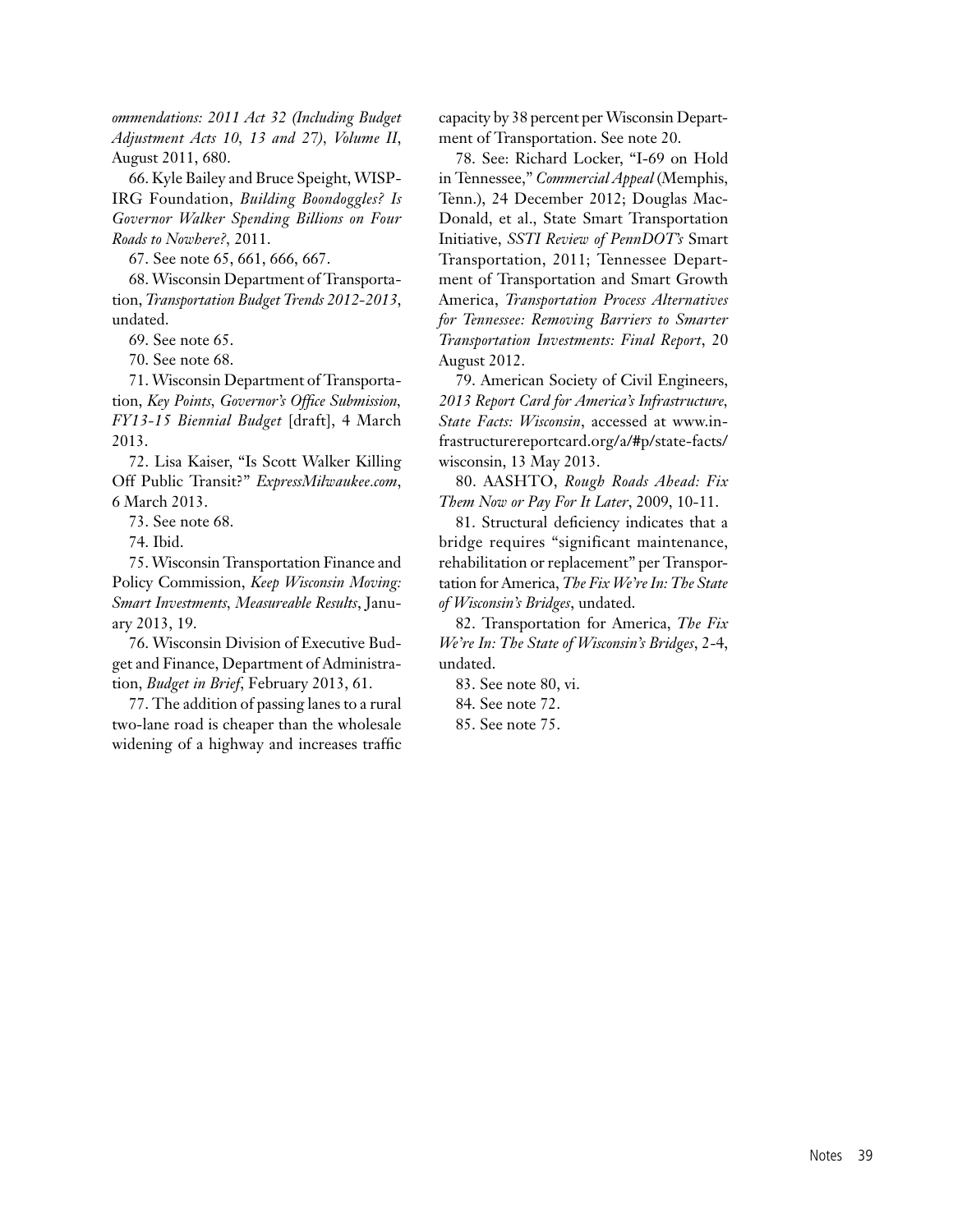*ommendations: 2011 Act 32 (Including Budget Adjustment Acts 10, 13 and 27)*, *Volume II*, August 2011, 680.

66. Kyle Bailey and Bruce Speight, WISPIRG Foundation, *Building Boondoggles? Is Governor Walker Spending Billions on Four Roads to Nowhere?*, 2011.

67. See note 65, 661, 666, 667.

68. Wisconsin Department of Transportation, *Transportation Budget Trends 2012-2013*, undated.

69. See note 65.

70. See note 68.

71. Wisconsin Department of Transportation, *Key Points, Governor's Office Submission, FY13-15 Biennial Budget* [draft], 4 March 2013.

72. Lisa Kaiser, "Is Scott Walker Killing Off Public Transit?" *ExpressMilwaukee.com*, 6 March 2013.

73. See note 68.

74. Ibid.

75. Wisconsin Transportation Finance and Policy Commission, *Keep Wisconsin Moving: Smart Investments, Measureable Results*, January 2013, 19.

76. Wisconsin Division of Executive Budget and Finance, Department of Administration, *Budget in Brief*, February 2013, 61.

77. The addition of passing lanes to a rural two-lane road is cheaper than the wholesale widening of a highway and increases traffic capacity by 38 percent per Wisconsin Department of Transportation. See note 20.

78. See: Richard Locker, "I-69 on Hold in Tennessee," *Commercial Appeal* (Memphis, Tenn.), 24 December 2012; Douglas MacDonald, et al., State Smart Transportation Initiative, *SSTI Review of PennDOT's* Smart Transportation, 2011; Tennessee Department of Transportation and Smart Growth America, *Transportation Process Alternatives for Tennessee: Removing Barriers to Smarter Transportation Investments: Final Report*, 20 August 2012.

79. American Society of Civil Engineers, *2013 Report Card for America's Infrastructure, State Facts: Wisconsin*, accessed at www.infrastructurereportcard.org/a/#p/state-facts/wisconsin, 13 May 2013.

80. AASHTO, *Rough Roads Ahead: Fix Them Now or Pay For It Later*, 2009, 10-11.

81. Structural deficiency indicates that a bridge requires "significant maintenance, rehabilitation or replacement" per Transportation for America, *The Fix We're In: The State of Wisconsin's Bridges*, undated.

82. Transportation for America, *The Fix We're In: The State of Wisconsin's Bridges*, 2-4, undated.

83. See note 80, vi.

84. See note 72.

85. See note 75.